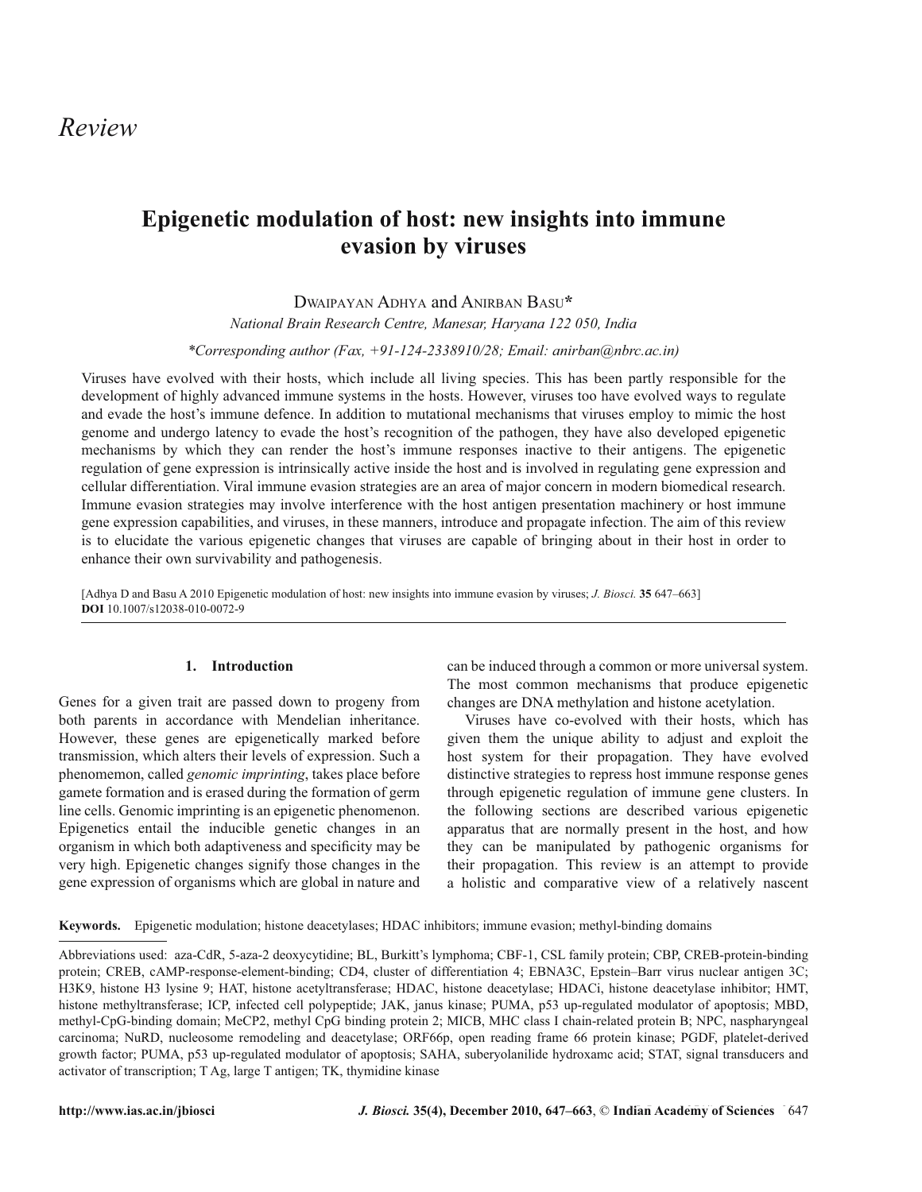*Review*

# Epigenetic modulation of host: new insights into immune evasion by viruses

Dwaipayan Adhya and Anirban Basu*

*National Brain Research Centre, Manesar, Haryana 122 050, India*

**Corresponding author (Fax, +91-124-2338910/28; Email: anirban@nbrc.ac.in)*

Viruses have evolved with their hosts, which include all living species. This has been partly responsible for the development of highly advanced immune systems in the hosts. However, viruses too have evolved ways to regulate and evade the host's immune defence. In addition to mutational mechanisms that viruses employ to mimic the host genome and undergo latency to evade the host's recognition of the pathogen, they have also developed epigenetic mechanisms by which they can render the host's immune responses inactive to their antigens. The epigenetic regulation of gene expression is intrinsically active inside the host and is involved in regulating gene expression and cellular differentiation. Viral immune evasion strategies are an area of major concern in modern biomedical research. Immune evasion strategies may involve interference with the host antigen presentation machinery or host immune gene expression capabilities, and viruses, in these manners, introduce and propagate infection. The aim of this review is to elucidate the various epigenetic changes that viruses are capable of bringing about in their host in order to enhance their own survivability and pathogenesis.

[Adhya D and Basu A 2010 Epigenetic modulation of host: new insights into immune evasion by viruses; *J. Biosci.* **35** 647–663]
**DOI** 10.1007/s12038-010-0072-9

## 1. Introduction

Genes for a given trait are passed down to progeny from both parents in accordance with Mendelian inheritance. However, these genes are epigenetically marked before transmission, which alters their levels of expression. Such a phenomemon, called *genomic imprinting*, takes place before gamete formation and is erased during the formation of germ line cells. Genomic imprinting is an epigenetic phenomenon. Epigenetics entail the inducible genetic changes in an organism in which both adaptiveness and specificity may be very high. Epigenetic changes signify those changes in the gene expression of organisms which are global in nature and can be induced through a common or more universal system. The most common mechanisms that produce epigenetic changes are DNA methylation and histone acetylation.

Viruses have co-evolved with their hosts, which has given them the unique ability to adjust and exploit the host system for their propagation. They have evolved distinctive strategies to repress host immune response genes through epigenetic regulation of immune gene clusters. In the following sections are described various epigenetic apparatus that are normally present in the host, and how they can be manipulated by pathogenic organisms for their propagation. This review is an attempt to provide a holistic and comparative view of a relatively nascent

**Keywords.** Epigenetic modulation; histone deacetylases; HDAC inhibitors; immune evasion; methyl-binding domains

Abbreviations used: aza-CdR, 5-aza-2 deoxycytidine; BL, Burkitt's lymphoma; CBF-1, CSL family protein; CBP, CREB-protein-binding protein; CREB, cAMP-response-element-binding; CD4, cluster of differentiation 4; EBNA3C, Epstein–Barr virus nuclear antigen 3C; H3K9, histone H3 lysine 9; HAT, histone acetyltransferase; HDAC, histone deacetylase; HDACi, histone deacetylase inhibitor; HMT, histone methyltransferase; ICP, infected cell polypeptide; JAK, janus kinase; PUMA, p53 up-regulated modulator of apoptosis; MBD, methyl-CpG-binding domain; MeCP2, methyl CpG binding protein 2; MICB, MHC class I chain-related protein B; NPC, naspharyngeal carcinoma; NuRD, nucleosome remodeling and deacetylase; ORF66p, open reading frame 66 protein kinase; PGDF, platelet-derived growth factor; PUMA, p53 up-regulated modulator of apoptosis; SAHA, suberyolanilide hydroxamc acid; STAT, signal transducers and activator of transcription; T Ag, large T antigen; TK, thymidine kinase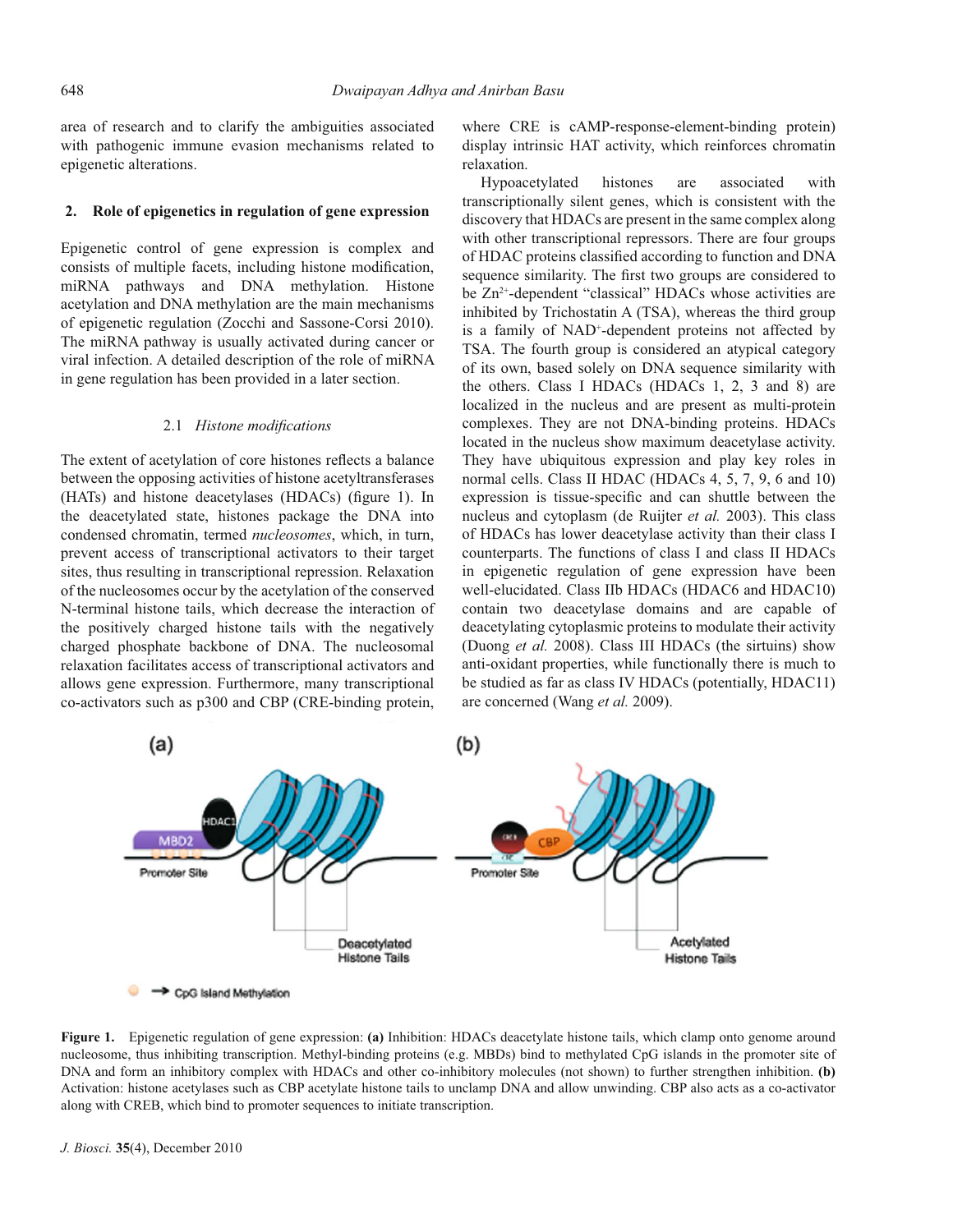area of research and to clarify the ambiguities associated with pathogenic immune evasion mechanisms related to epigenetic alterations.

## 2. Role of epigenetics in regulation of gene expression

Epigenetic control of gene expression is complex and consists of multiple facets, including histone modification, miRNA pathways and DNA methylation. Histone acetylation and DNA methylation are the main mechanisms of epigenetic regulation (Zocchi and Sassone-Corsi 2010). The miRNA pathway is usually activated during cancer or viral infection. A detailed description of the role of miRNA in gene regulation has been provided in a later section.

### 2.1 *Histone modifications*

The extent of acetylation of core histones reflects a balance between the opposing activities of histone acetyltransferases (HATs) and histone deacetylases (HDACs) (figure 1). In the deacetylated state, histones package the DNA into condensed chromatin, termed *nucleosomes*, which, in turn, prevent access of transcriptional activators to their target sites, thus resulting in transcriptional repression. Relaxation of the nucleosomes occur by the acetylation of the conserved N-terminal histone tails, which decrease the interaction of the positively charged histone tails with the negatively charged phosphate backbone of DNA. The nucleosomal relaxation facilitates access of transcriptional activators and allows gene expression. Furthermore, many transcriptional co-activators such as p300 and CBP (CRE-binding protein, where CRE is cAMP-response-element-binding protein) display intrinsic HAT activity, which reinforces chromatin relaxation.

Hypoacetylated histones are associated with transcriptionally silent genes, which is consistent with the discovery that HDACs are present in the same complex along with other transcriptional repressors. There are four groups of HDAC proteins classified according to function and DNA sequence similarity. The first two groups are considered to be $Zn^{2+}$-dependent "classical" HDACs whose activities are inhibited by Trichostatin A (TSA), whereas the third group is a family of $NAD^{+}$-dependent proteins not affected by TSA. The fourth group is considered an atypical category of its own, based solely on DNA sequence similarity with the others. Class I HDACs (HDACs 1, 2, 3 and 8) are localized in the nucleus and are present as multi-protein complexes. They are not DNA-binding proteins. HDACs located in the nucleus show maximum deacetylase activity. They have ubiquitous expression and play key roles in normal cells. Class II HDAC (HDACs 4, 5, 7, 9, 6 and 10) expression is tissue-specific and can shuttle between the nucleus and cytoplasm (de Ruijter *et al.* 2003). This class of HDACs has lower deacetylase activity than their class I counterparts. The functions of class I and class II HDACs in epigenetic regulation of gene expression have been well-elucidated. Class IIb HDACs (HDAC6 and HDAC10) contain two deacetylase domains and are capable of deacetylating cytoplasmic proteins to modulate their activity (Duong *et al.* 2008). Class III HDACs (the sirtuins) show anti-oxidant properties, while functionally there is much to be studied as far as class IV HDACs (potentially, HDAC11) are concerned (Wang *et al.* 2009).

(a)
HDAC1
MBD2
Promoter Site
Deacetylated Histone Tails
CpG Island Methylation

(b)
CREB
CBP
CRE
Promoter Site
Acetylated Histone Tails

**Figure 1.** Epigenetic regulation of gene expression: **(a)** Inhibition: HDACs deacetylate histone tails, which clamp onto genome around nucleosome, thus inhibiting transcription. Methyl-binding proteins (e.g. MBDs) bind to methylated CpG islands in the promoter site of DNA and form an inhibitory complex with HDACs and other co-inhibitory molecules (not shown) to further strengthen inhibition. **(b)** Activation: histone acetylases such as CBP acetylate histone tails to unclamp DNA and allow unwinding. CBP also acts as a co-activator along with CREB, which bind to promoter sequences to initiate transcription.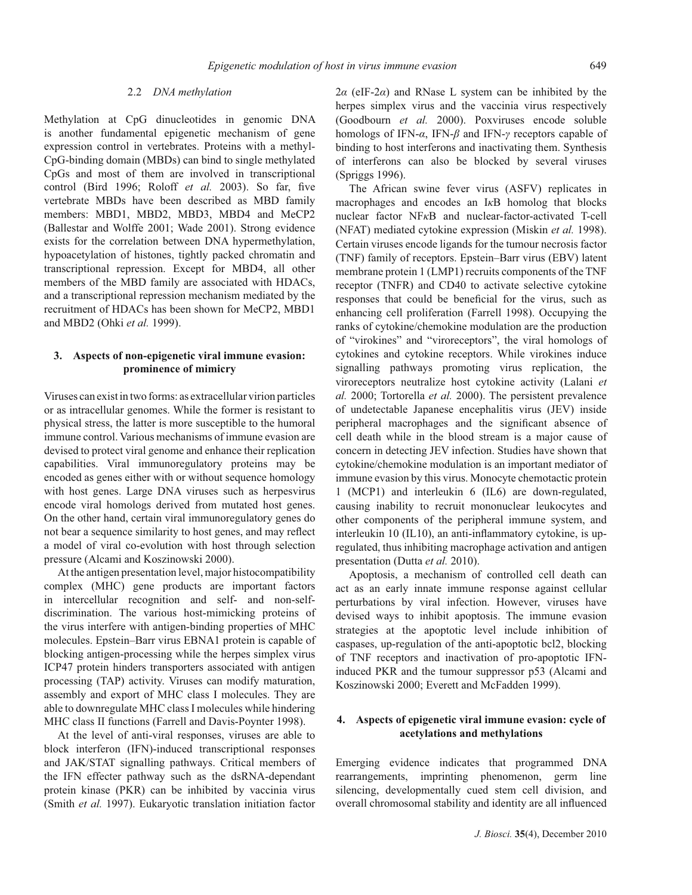### 2.2 *DNA methylation*

Methylation at CpG dinucleotides in genomic DNA is another fundamental epigenetic mechanism of gene expression control in vertebrates. Proteins with a methyl-CpG-binding domain (MBDs) can bind to single methylated CpGs and most of them are involved in transcriptional control (Bird 1996; Roloff *et al.* 2003). So far, five vertebrate MBDs have been described as MBD family members: MBD1, MBD2, MBD3, MBD4 and MeCP2 (Ballestar and Wolffe 2001; Wade 2001). Strong evidence exists for the correlation between DNA hypermethylation, hypoacetylation of histones, tightly packed chromatin and transcriptional repression. Except for MBD4, all other members of the MBD family are associated with HDACs, and a transcriptional repression mechanism mediated by the recruitment of HDACs has been shown for MeCP2, MBD1 and MBD2 (Ohki *et al.* 1999).

## 3. Aspects of non-epigenetic viral immune evasion: prominence of mimicry

Viruses can exist in two forms: as extracellular virion particles or as intracellular genomes. While the former is resistant to physical stress, the latter is more susceptible to the humoral immune control. Various mechanisms of immune evasion are devised to protect viral genome and enhance their replication capabilities. Viral immunoregulatory proteins may be encoded as genes either with or without sequence homology with host genes. Large DNA viruses such as herpesvirus encode viral homologs derived from mutated host genes. On the other hand, certain viral immunoregulatory genes do not bear a sequence similarity to host genes, and may reflect a model of viral co-evolution with host through selection pressure (Alcami and Koszinowski 2000).

At the antigen presentation level, major histocompatibility complex (MHC) gene products are important factors in intercellular recognition and self- and non-self-discrimination. The various host-mimicking proteins of the virus interfere with antigen-binding properties of MHC molecules. Epstein–Barr virus EBNA1 protein is capable of blocking antigen-processing while the herpes simplex virus ICP47 protein hinders transporters associated with antigen processing (TAP) activity. Viruses can modify maturation, assembly and export of MHC class I molecules. They are able to downregulate MHC class I molecules while hindering MHC class II functions (Farrell and Davis-Poynter 1998).

At the level of anti-viral responses, viruses are able to block interferon (IFN)-induced transcriptional responses and JAK/STAT signalling pathways. Critical members of the IFN effecter pathway such as the dsRNA-dependant protein kinase (PKR) can be inhibited by vaccinia virus (Smith *et al.* 1997). Eukaryotic translation initiation factor $2\alpha$ (eIF-$2\alpha$) and RNase L system can be inhibited by the herpes simplex virus and the vaccinia virus respectively (Goodbourn *et al.* 2000). Poxviruses encode soluble homologs of IFN-$\alpha$, IFN-$\beta$ and IFN-$\gamma$ receptors capable of binding to host interferons and inactivating them. Synthesis of interferons can also be blocked by several viruses (Spriggs 1996).

The African swine fever virus (ASFV) replicates in macrophages and encodes an I$\kappa$B homolog that blocks nuclear factor NF$\kappa$B and nuclear-factor-activated T-cell (NFAT) mediated cytokine expression (Miskin *et al.* 1998). Certain viruses encode ligands for the tumour necrosis factor (TNF) family of receptors. Epstein–Barr virus (EBV) latent membrane protein 1 (LMP1) recruits components of the TNF receptor (TNFR) and CD40 to activate selective cytokine responses that could be beneficial for the virus, such as enhancing cell proliferation (Farrell 1998). Occupying the ranks of cytokine/chemokine modulation are the production of "virokines" and "viroreceptors", the viral homologs of cytokines and cytokine receptors. While virokines induce signalling pathways promoting virus replication, the viroreceptors neutralize host cytokine activity (Lalani *et al.* 2000; Tortorella *et al.* 2000). The persistent prevalence of undetectable Japanese encephalitis virus (JEV) inside peripheral macrophages and the significant absence of cell death while in the blood stream is a major cause of concern in detecting JEV infection. Studies have shown that cytokine/chemokine modulation is an important mediator of immune evasion by this virus. Monocyte chemotactic protein 1 (MCP1) and interleukin 6 (IL6) are down-regulated, causing inability to recruit mononuclear leukocytes and other components of the peripheral immune system, and interleukin 10 (IL10), an anti-inflammatory cytokine, is up-regulated, thus inhibiting macrophage activation and antigen presentation (Dutta *et al.* 2010).

Apoptosis, a mechanism of controlled cell death can act as an early innate immune response against cellular perturbations by viral infection. However, viruses have devised ways to inhibit apoptosis. The immune evasion strategies at the apoptotic level include inhibition of caspases, up-regulation of the anti-apoptotic bcl2, blocking of TNF receptors and inactivation of pro-apoptotic IFN-induced PKR and the tumour suppressor p53 (Alcami and Koszinowski 2000; Everett and McFadden 1999).

## 4. Aspects of epigenetic viral immune evasion: cycle of acetylations and methylations

Emerging evidence indicates that programmed DNA rearrangements, imprinting phenomenon, germ line silencing, developmentally cued stem cell division, and overall chromosomal stability and identity are all influenced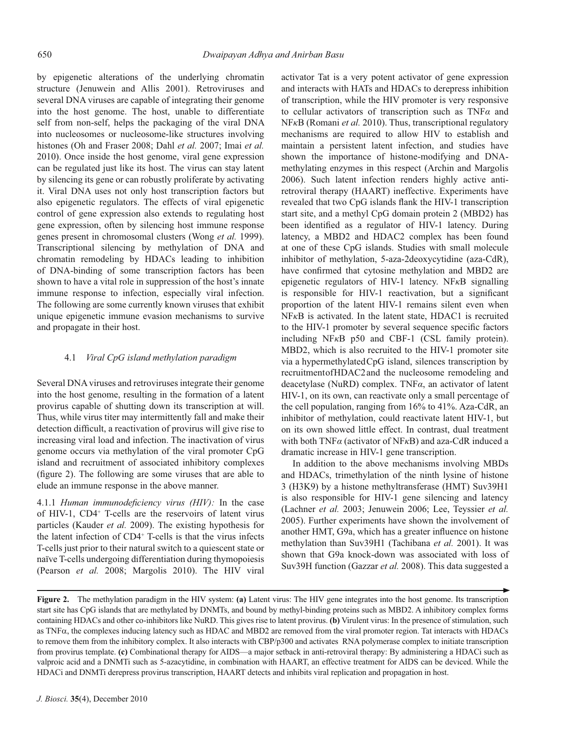by epigenetic alterations of the underlying chromatin structure (Jenuwein and Allis 2001). Retroviruses and several DNA viruses are capable of integrating their genome into the host genome. The host, unable to differentiate self from non-self, helps the packaging of the viral DNA into nucleosomes or nucleosome-like structures involving histones (Oh and Fraser 2008; Dahl *et al.* 2007; Imai *et al.* 2010). Once inside the host genome, viral gene expression can be regulated just like its host. The virus can stay latent by silencing its gene or can robustly proliferate by activating it. Viral DNA uses not only host transcription factors but also epigenetic regulators. The effects of viral epigenetic control of gene expression also extends to regulating host gene expression, often by silencing host immune response genes present in chromosomal clusters (Wong *et al.* 1999). Transcriptional silencing by methylation of DNA and chromatin remodeling by HDACs leading to inhibition of DNA-binding of some transcription factors has been shown to have a vital role in suppression of the host's innate immune response to infection, especially viral infection. The following are some currently known viruses that exhibit unique epigenetic immune evasion mechanisms to survive and propagate in their host.

### 4.1 *Viral CpG island methylation paradigm*

Several DNA viruses and retroviruses integrate their genome into the host genome, resulting in the formation of a latent provirus capable of shutting down its transcription at will. Thus, while virus titer may intermittently fall and make their detection difficult, a reactivation of provirus will give rise to increasing viral load and infection. The inactivation of virus genome occurs via methylation of the viral promoter CpG island and recruitment of associated inhibitory complexes (figure 2). The following are some viruses that are able to elude an immune response in the above manner.

4.1.1 *Human immunodeficiency virus (HIV):* In the case of HIV-1, CD4$^+$ T-cells are the reservoirs of latent virus particles (Kauder *et al.* 2009). The existing hypothesis for the latent infection of CD4$^+$ T-cells is that the virus infects T-cells just prior to their natural switch to a quiescent state or naïve T-cells undergoing differentiation during thymopoiesis (Pearson *et al.* 2008; Margolis 2010). The HIV viral activator Tat is a very potent activator of gene expression and interacts with HATs and HDACs to derepress inhibition of transcription, while the HIV promoter is very responsive to cellular activators of transcription such as TNF$\alpha$ and NF$\kappa$B (Romani *et al.* 2010). Thus, transcriptional regulatory mechanisms are required to allow HIV to establish and maintain a persistent latent infection, and studies have shown the importance of histone-modifying and DNA-methylating enzymes in this respect (Archin and Margolis 2006). Such latent infection renders highly active anti-retroviral therapy (HAART) ineffective. Experiments have revealed that two CpG islands flank the HIV-1 transcription start site, and a methyl CpG domain protein 2 (MBD2) has been identified as a regulator of HIV-1 latency. During latency, a MBD2 and HDAC2 complex has been found at one of these CpG islands. Studies with small molecule inhibitor of methylation, 5-aza-2deoxycytidine (aza-CdR), have confirmed that cytosine methylation and MBD2 are epigenetic regulators of HIV-1 latency. NF$\kappa$B signalling is responsible for HIV-1 reactivation, but a significant proportion of the latent HIV-1 remains silent even when NF$\kappa$B is activated. In the latent state, HDAC1 is recruited to the HIV-1 promoter by several sequence specific factors including NF$\kappa$B p50 and CBF-1 (CSL family protein). MBD2, which is also recruited to the HIV-1 promoter site via a hypermethylated CpG island, silences transcription by recruitment of HDAC2 and the nucleosome remodeling and deacetylase (NuRD) complex. TNF$\alpha$, an activator of latent HIV-1, on its own, can reactivate only a small percentage of the cell population, ranging from 16% to 41%. Aza-CdR, an inhibitor of methylation, could reactivate latent HIV-1, but on its own showed little effect. In contrast, dual treatment with both TNF$\alpha$ (activator of NF$\kappa$B) and aza-CdR induced a dramatic increase in HIV-1 gene transcription.

In addition to the above mechanisms involving MBDs and HDACs, trimethylation of the ninth lysine of histone 3 (H3K9) by a histone methyltransferase (HMT) Suv39H1 is also responsible for HIV-1 gene silencing and latency (Lachner *et al.* 2003; Jenuwein 2006; Lee, Teyssier *et al.* 2005). Further experiments have shown the involvement of another HMT, G9a, which has a greater influence on histone methylation than Suv39H1 (Tachibana *et al.* 2001). It was shown that G9a knock-down was associated with loss of Suv39H function (Gazzar *et al.* 2008). This data suggested a

**Figure 2.** The methylation paradigm in the HIV system: **(a)** Latent virus: The HIV gene integrates into the host genome. Its transcription start site has CpG islands that are methylated by DNMTs, and bound by methyl-binding proteins such as MBD2. A inhibitory complex forms containing HDACs and other co-inhibitors like NuRD. This gives rise to latent provirus. **(b)** Virulent virus: In the presence of stimulation, such as TNF$\alpha$, the complexes inducing latency such as HDAC and MBD2 are removed from the viral promoter region. Tat interacts with HDACs to remove them from the inhibitory complex. It also interacts with CBP/p300 and activates RNA polymerase complex to initiate transcription from provirus template. **(c)** Combinational therapy for AIDS—a major setback in anti-retroviral therapy: By administering a HDACi such as valproic acid and a DNMTi such as 5-azacytidine, in combination with HAART, an effective treatment for AIDS can be deviced. While the HDACi and DNMTi derepress provirus transcription, HAART detects and inhibits viral replication and propagation in host.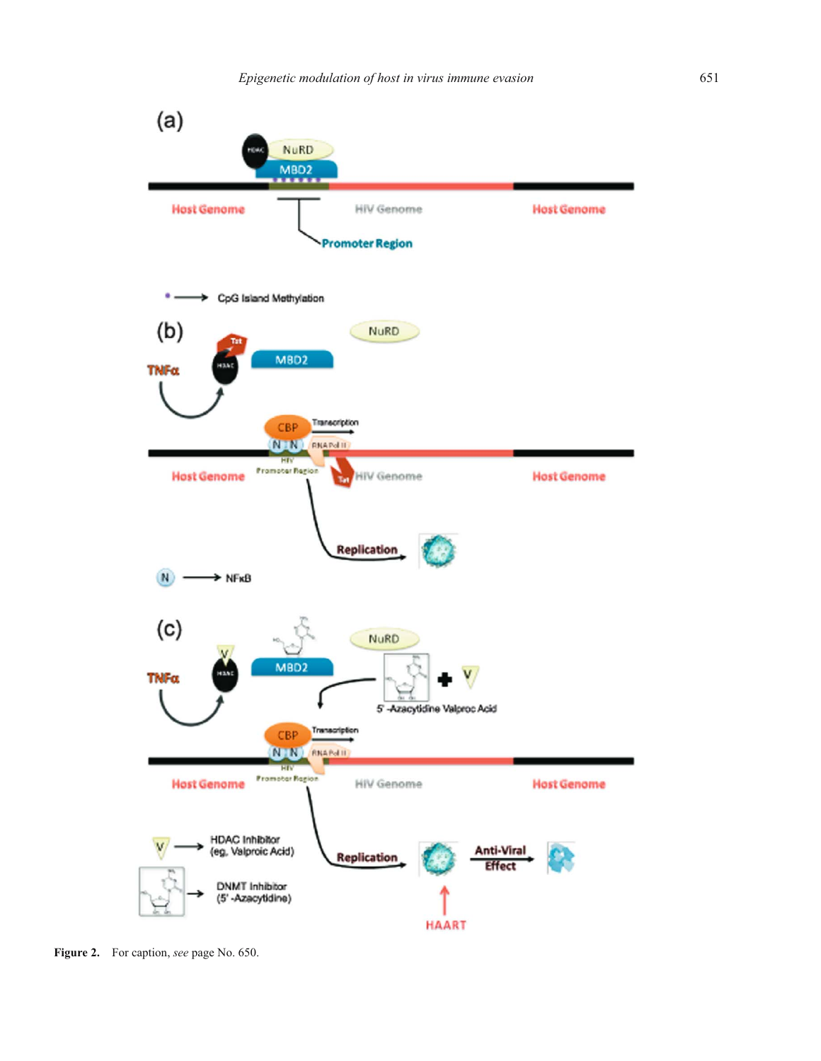**Figure 2.** For caption, *see* page No. 650.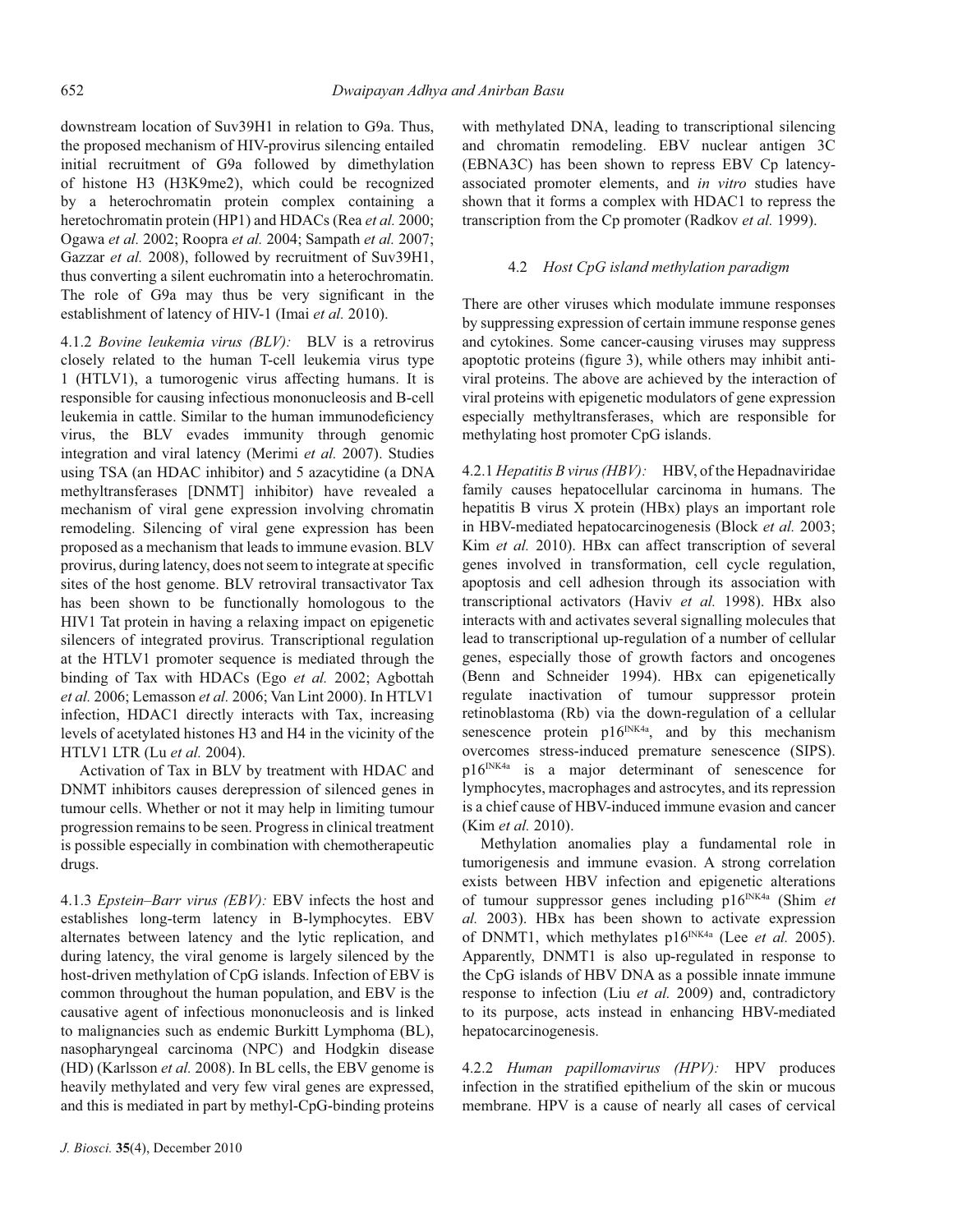downstream location of Suv39H1 in relation to G9a. Thus, the proposed mechanism of HIV-provirus silencing entailed initial recruitment of G9a followed by dimethylation of histone H3 (H3K9me2), which could be recognized by a heterochromatin protein complex containing a heretochromatin protein (HP1) and HDACs (Rea *et al.* 2000; Ogawa *et al.* 2002; Roopra *et al.* 2004; Sampath *et al.* 2007; Gazzar *et al.* 2008), followed by recruitment of Suv39H1, thus converting a silent euchromatin into a heterochromatin. The role of G9a may thus be very significant in the establishment of latency of HIV-1 (Imai *et al.* 2010).

4.1.2 *Bovine leukemia virus (BLV):* BLV is a retrovirus closely related to the human T-cell leukemia virus type 1 (HTLV1), a tumorogenic virus affecting humans. It is responsible for causing infectious mononucleosis and B-cell leukemia in cattle. Similar to the human immunodeficiency virus, the BLV evades immunity through genomic integration and viral latency (Merimi *et al.* 2007). Studies using TSA (an HDAC inhibitor) and 5 azacytidine (a DNA methyltransferases [DNMT] inhibitor) have revealed a mechanism of viral gene expression involving chromatin remodeling. Silencing of viral gene expression has been proposed as a mechanism that leads to immune evasion. BLV provirus, during latency, does not seem to integrate at specific sites of the host genome. BLV retroviral transactivator Tax has been shown to be functionally homologous to the HIV1 Tat protein in having a relaxing impact on epigenetic silencers of integrated provirus. Transcriptional regulation at the HTLV1 promoter sequence is mediated through the binding of Tax with HDACs (Ego *et al.* 2002; Agbottah *et al.* 2006; Lemasson *et al.* 2006; Van Lint 2000). In HTLV1 infection, HDAC1 directly interacts with Tax, increasing levels of acetylated histones H3 and H4 in the vicinity of the HTLV1 LTR (Lu *et al.* 2004).

Activation of Tax in BLV by treatment with HDAC and DNMT inhibitors causes derepression of silenced genes in tumour cells. Whether or not it may help in limiting tumour progression remains to be seen. Progress in clinical treatment is possible especially in combination with chemotherapeutic drugs.

4.1.3 *Epstein–Barr virus (EBV):* EBV infects the host and establishes long-term latency in B-lymphocytes. EBV alternates between latency and the lytic replication, and during latency, the viral genome is largely silenced by the host-driven methylation of CpG islands. Infection of EBV is common throughout the human population, and EBV is the causative agent of infectious mononucleosis and is linked to malignancies such as endemic Burkitt Lymphoma (BL), nasopharyngeal carcinoma (NPC) and Hodgkin disease (HD) (Karlsson *et al.* 2008). In BL cells, the EBV genome is heavily methylated and very few viral genes are expressed, and this is mediated in part by methyl-CpG-binding proteins with methylated DNA, leading to transcriptional silencing and chromatin remodeling. EBV nuclear antigen 3C (EBNA3C) has been shown to repress EBV Cp latency-associated promoter elements, and *in vitro* studies have shown that it forms a complex with HDAC1 to repress the transcription from the Cp promoter (Radkov *et al.* 1999).

### 4.2 *Host CpG island methylation paradigm*

There are other viruses which modulate immune responses by suppressing expression of certain immune response genes and cytokines. Some cancer-causing viruses may suppress apoptotic proteins (figure 3), while others may inhibit anti-viral proteins. The above are achieved by the interaction of viral proteins with epigenetic modulators of gene expression especially methyltransferases, which are responsible for methylating host promoter CpG islands.

4.2.1 *Hepatitis B virus (HBV):* HBV, of the Hepadnaviridae family causes hepatocellular carcinoma in humans. The hepatitis B virus X protein (HBx) plays an important role in HBV-mediated hepatocarcinogenesis (Block *et al.* 2003; Kim *et al.* 2010). HBx can affect transcription of several genes involved in transformation, cell cycle regulation, apoptosis and cell adhesion through its association with transcriptional activators (Haviv *et al.* 1998). HBx also interacts with and activates several signalling molecules that lead to transcriptional up-regulation of a number of cellular genes, especially those of growth factors and oncogenes (Benn and Schneider 1994). HBx can epigenetically regulate inactivation of tumour suppressor protein retinoblastoma (Rb) via the down-regulation of a cellular senescence protein $p16^{INK4a}$, and by this mechanism overcomes stress-induced premature senescence (SIPS). $p16^{INK4a}$ is a major determinant of senescence for lymphocytes, macrophages and astrocytes, and its repression is a chief cause of HBV-induced immune evasion and cancer (Kim *et al.* 2010).

Methylation anomalies play a fundamental role in tumorigenesis and immune evasion. A strong correlation exists between HBV infection and epigenetic alterations of tumour suppressor genes including $p16^{INK4a}$ (Shim *et al.* 2003). HBx has been shown to activate expression of DNMT1, which methylates $p16^{INK4a}$ (Lee *et al.* 2005). Apparently, DNMT1 is also up-regulated in response to the CpG islands of HBV DNA as a possible innate immune response to infection (Liu *et al.* 2009) and, contradictory to its purpose, acts instead in enhancing HBV-mediated hepatocarcinogenesis.

4.2.2 *Human papillomavirus (HPV):* HPV produces infection in the stratified epithelium of the skin or mucous membrane. HPV is a cause of nearly all cases of cervical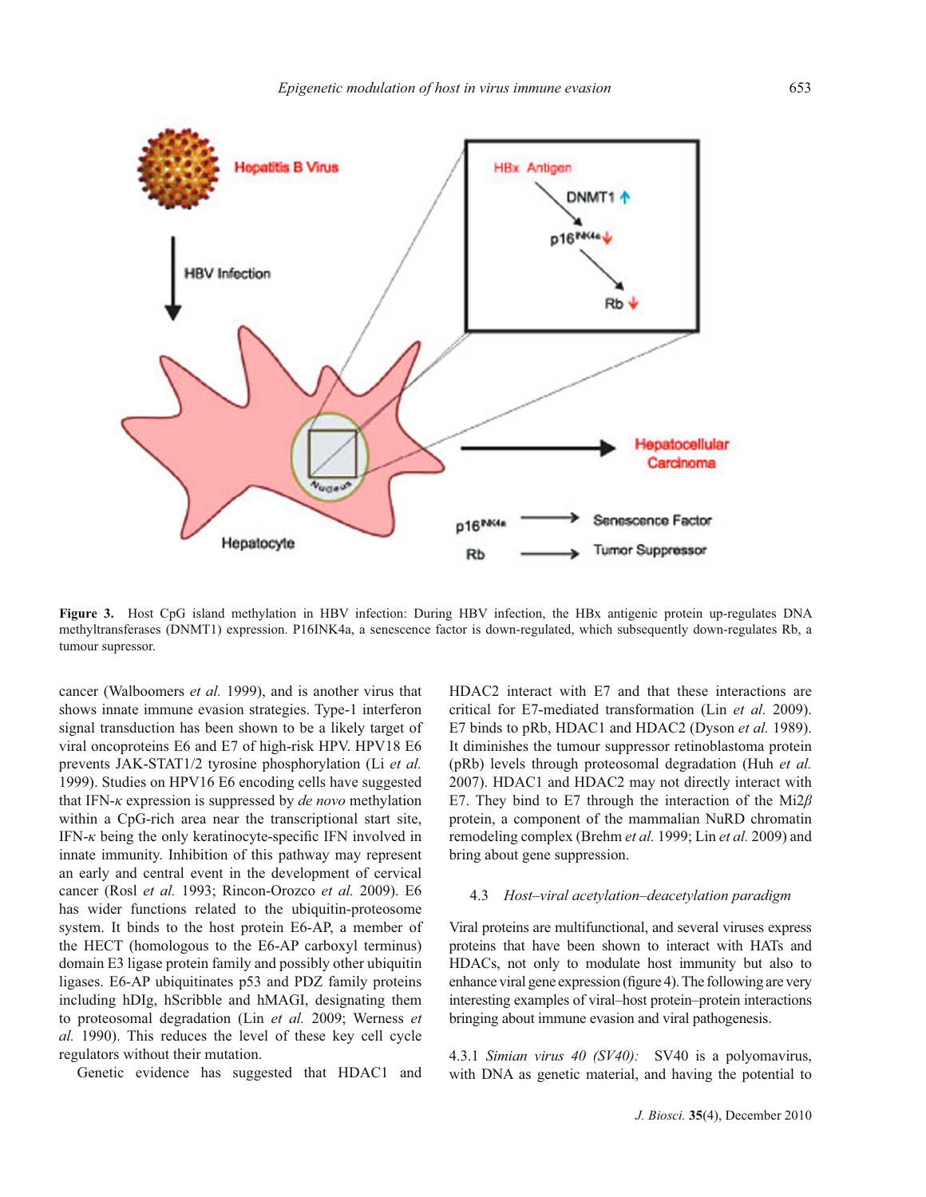**Figure 3.** Host CpG island methylation in HBV infection: During HBV infection, the HBx antigenic protein up-regulates DNA methyltransferases (DNMT1) expression. P16INK4a, a senescence factor is down-regulated, which subsequently down-regulates Rb, a tumour supressor.

cancer (Walboomers *et al.* 1999), and is another virus that shows innate immune evasion strategies. Type-1 interferon signal transduction has been shown to be a likely target of viral oncoproteins E6 and E7 of high-risk HPV. HPV18 E6 prevents JAK-STAT1/2 tyrosine phosphorylation (Li *et al.* 1999). Studies on HPV16 E6 encoding cells have suggested that IFN-$\kappa$ expression is suppressed by *de novo* methylation within a CpG-rich area near the transcriptional start site, IFN-$\kappa$ being the only keratinocyte-specific IFN involved in innate immunity. Inhibition of this pathway may represent an early and central event in the development of cervical cancer (Rosl *et al.* 1993; Rincon-Orozco *et al.* 2009). E6 has wider functions related to the ubiquitin-proteosome system. It binds to the host protein E6-AP, a member of the HECT (homologous to the E6-AP carboxyl terminus) domain E3 ligase protein family and possibly other ubiquitin ligases. E6-AP ubiquitinates p53 and PDZ family proteins including hDIg, hScribble and hMAGI, designating them to proteosomal degradation (Lin *et al.* 2009; Werness *et al.* 1990). This reduces the level of these key cell cycle regulators without their mutation.

Genetic evidence has suggested that HDAC1 and HDAC2 interact with E7 and that these interactions are critical for E7-mediated transformation (Lin *et al.* 2009). E7 binds to pRb, HDAC1 and HDAC2 (Dyson *et al.* 1989). It diminishes the tumour suppressor retinoblastoma protein (pRb) levels through proteosomal degradation (Huh *et al.* 2007). HDAC1 and HDAC2 may not directly interact with E7. They bind to E7 through the interaction of the Mi2$\beta$ protein, a component of the mammalian NuRD chromatin remodeling complex (Brehm *et al.* 1999; Lin *et al.* 2009) and bring about gene suppression.

### 4.3 *Host–viral acetylation–deacetylation paradigm*

Viral proteins are multifunctional, and several viruses express proteins that have been shown to interact with HATs and HDACs, not only to modulate host immunity but also to enhance viral gene expression (figure 4). The following are very interesting examples of viral–host protein–protein interactions bringing about immune evasion and viral pathogenesis.

4.3.1 *Simian virus 40 (SV40):* SV40 is a polyomavirus, with DNA as genetic material, and having the potential to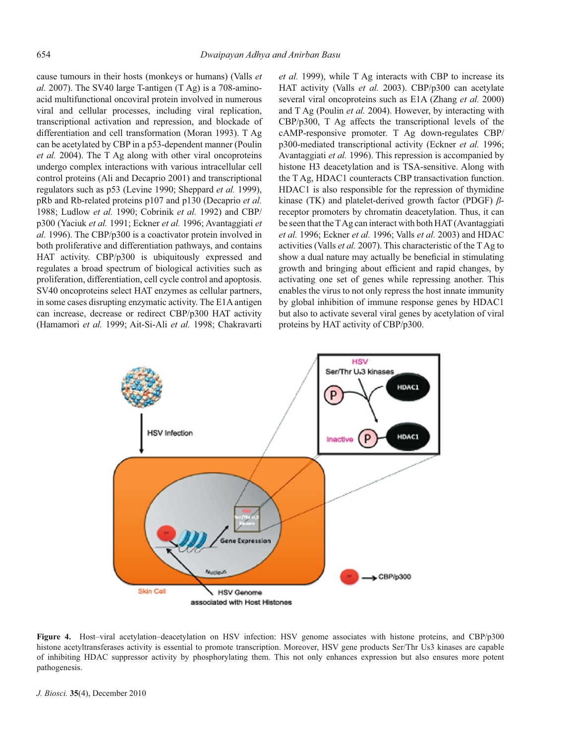cause tumours in their hosts (monkeys or humans) (Valls *et al.* 2007). The SV40 large T-antigen (T Ag) is a 708-amino-acid multifunctional oncoviral protein involved in numerous viral and cellular processes, including viral replication, transcriptional activation and repression, and blockade of differentiation and cell transformation (Moran 1993). T Ag can be acetylated by CBP in a p53-dependent manner (Poulin *et al.* 2004). The T Ag along with other viral oncoproteins undergo complex interactions with various intracellular cell control proteins (Ali and Decaprio 2001) and transcriptional regulators such as p53 (Levine 1990; Sheppard *et al.* 1999), pRb and Rb-related proteins p107 and p130 (Decaprio *et al.* 1988; Ludlow *et al.* 1990; Cobrinik *et al.* 1992) and CBP/p300 (Yaciuk *et al.* 1991; Eckner *et al.* 1996; Avantaggiati *et al.* 1996). The CBP/p300 is a coactivator protein involved in both proliferative and differentiation pathways, and contains HAT activity. CBP/p300 is ubiquitously expressed and regulates a broad spectrum of biological activities such as proliferation, differentiation, cell cycle control and apoptosis. SV40 oncoproteins select HAT enzymes as cellular partners, in some cases disrupting enzymatic activity. The E1A antigen can increase, decrease or redirect CBP/p300 HAT activity (Hamamori *et al.* 1999; Ait-Si-Ali *et al.* 1998; Chakravarti *et al.* 1999), while T Ag interacts with CBP to increase its HAT activity (Valls *et al.* 2003). CBP/p300 can acetylate several viral oncoproteins such as E1A (Zhang *et al.* 2000) and T Ag (Poulin *et al.* 2004). However, by interacting with CBP/p300, T Ag affects the transcriptional levels of the cAMP-responsive promoter. T Ag down-regulates CBP/p300-mediated transcriptional activity (Eckner *et al.* 1996; Avantaggiati *et al.* 1996). This repression is accompanied by histone H3 deacetylation and is TSA-sensitive. Along with the T Ag, HDAC1 counteracts CBP transactivation function. HDAC1 is also responsible for the repression of thymidine kinase (TK) and platelet-derived growth factor (PDGF) $\beta$-receptor promoters by chromatin deacetylation. Thus, it can be seen that the T Ag can interact with both HAT (Avantaggiati *et al.* 1996; Eckner *et al.* 1996; Valls *et al.* 2003) and HDAC activities (Valls *et al.* 2007). This characteristic of the T Ag to show a dual nature may actually be beneficial in stimulating growth and bringing about efficient and rapid changes, by activating one set of genes while repressing another. This enables the virus to not only repress the host innate immunity by global inhibition of immune response genes by HDAC1 but also to activate several viral genes by acetylation of viral proteins by HAT activity of CBP/p300.

**Figure 4.** Host–viral acetylation–deacetylation on HSV infection: HSV genome associates with histone proteins, and CBP/p300 histone acetyltransferases activity is essential to promote transcription. Moreover, HSV gene products Ser/Thr Us3 kinases are capable of inhibiting HDAC suppressor activity by phosphorylating them. This not only enhances expression but also ensures more potent pathogenesis.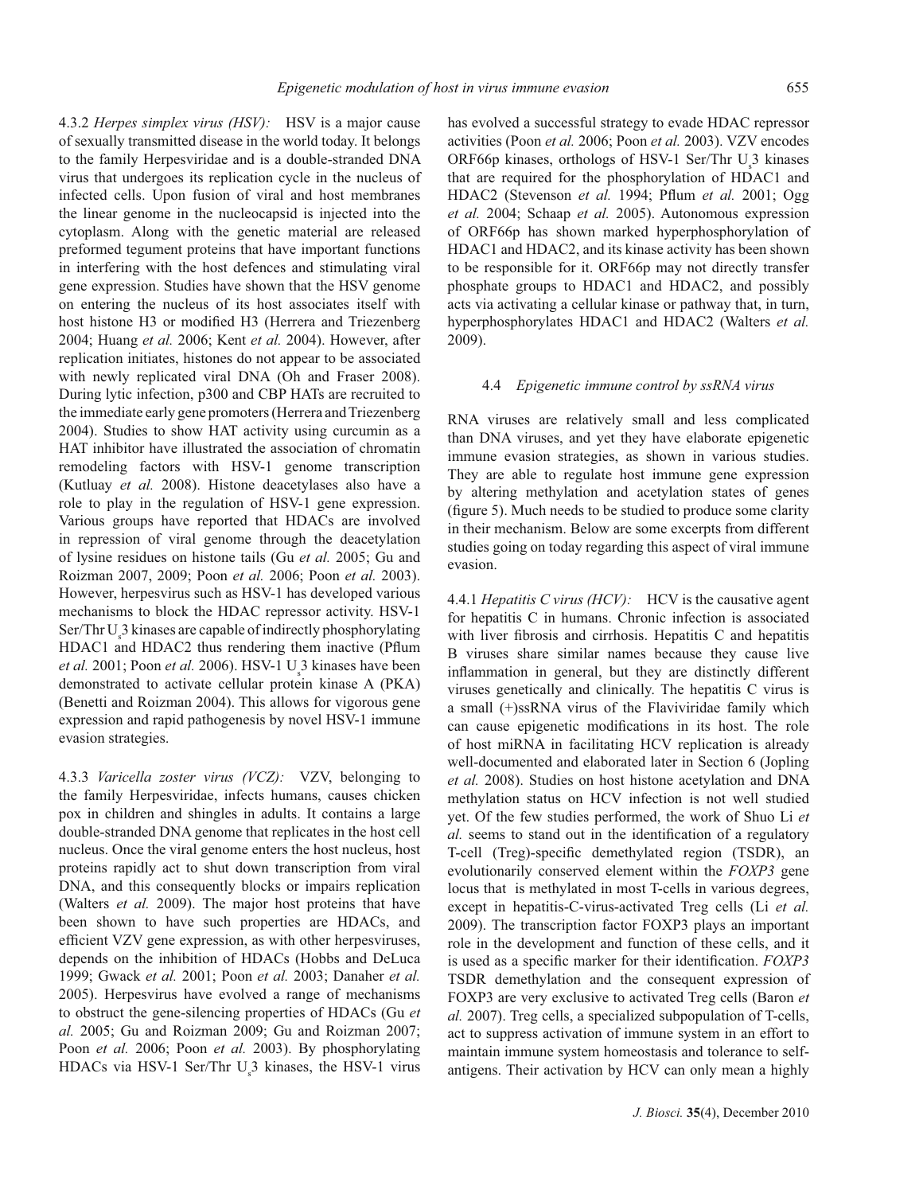4.3.2 *Herpes simplex virus (HSV):* HSV is a major cause of sexually transmitted disease in the world today. It belongs to the family Herpesviridae and is a double-stranded DNA virus that undergoes its replication cycle in the nucleus of infected cells. Upon fusion of viral and host membranes the linear genome in the nucleocapsid is injected into the cytoplasm. Along with the genetic material are released preformed tegument proteins that have important functions in interfering with the host defences and stimulating viral gene expression. Studies have shown that the HSV genome on entering the nucleus of its host associates itself with host histone H3 or modified H3 (Herrera and Triezenberg 2004; Huang *et al.* 2006; Kent *et al.* 2004). However, after replication initiates, histones do not appear to be associated with newly replicated viral DNA (Oh and Fraser 2008). During lytic infection, p300 and CBP HATs are recruited to the immediate early gene promoters (Herrera and Triezenberg 2004). Studies to show HAT activity using curcumin as a HAT inhibitor have illustrated the association of chromatin remodeling factors with HSV-1 genome transcription (Kutluay *et al.* 2008). Histone deacetylases also have a role to play in the regulation of HSV-1 gene expression. Various groups have reported that HDACs are involved in repression of viral genome through the deacetylation of lysine residues on histone tails (Gu *et al.* 2005; Gu and Roizman 2007, 2009; Poon *et al.* 2006; Poon *et al.* 2003). However, herpesvirus such as HSV-1 has developed various mechanisms to block the HDAC repressor activity. HSV-1 Ser/Thr $U_s3$ kinases are capable of indirectly phosphorylating HDAC1 and HDAC2 thus rendering them inactive (Pflum *et al.* 2001; Poon *et al.* 2006). HSV-1 $U_s3$ kinases have been demonstrated to activate cellular protein kinase A (PKA) (Benetti and Roizman 2004). This allows for vigorous gene expression and rapid pathogenesis by novel HSV-1 immune evasion strategies.

4.3.3 *Varicella zoster virus (VCZ):* VZV, belonging to the family Herpesviridae, infects humans, causes chicken pox in children and shingles in adults. It contains a large double-stranded DNA genome that replicates in the host cell nucleus. Once the viral genome enters the host nucleus, host proteins rapidly act to shut down transcription from viral DNA, and this consequently blocks or impairs replication (Walters *et al.* 2009). The major host proteins that have been shown to have such properties are HDACs, and efficient VZV gene expression, as with other herpesviruses, depends on the inhibition of HDACs (Hobbs and DeLuca 1999; Gwack *et al.* 2001; Poon *et al.* 2003; Danaher *et al.* 2005). Herpesvirus have evolved a range of mechanisms to obstruct the gene-silencing properties of HDACs (Gu *et al.* 2005; Gu and Roizman 2009; Gu and Roizman 2007; Poon *et al.* 2006; Poon *et al.* 2003). By phosphorylating HDACs via HSV-1 Ser/Thr $U_s3$ kinases, the HSV-1 virus has evolved a successful strategy to evade HDAC repressor activities (Poon *et al.* 2006; Poon *et al.* 2003). VZV encodes ORF66p kinases, orthologs of HSV-1 Ser/Thr $U_s3$ kinases that are required for the phosphorylation of HDAC1 and HDAC2 (Stevenson *et al.* 1994; Pflum *et al.* 2001; Ogg *et al.* 2004; Schaap *et al.* 2005). Autonomous expression of ORF66p has shown marked hyperphosphorylation of HDAC1 and HDAC2, and its kinase activity has been shown to be responsible for it. ORF66p may not directly transfer phosphate groups to HDAC1 and HDAC2, and possibly acts via activating a cellular kinase or pathway that, in turn, hyperphosphorylates HDAC1 and HDAC2 (Walters *et al.* 2009).

### 4.4 *Epigenetic immune control by ssRNA virus*

RNA viruses are relatively small and less complicated than DNA viruses, and yet they have elaborate epigenetic immune evasion strategies, as shown in various studies. They are able to regulate host immune gene expression by altering methylation and acetylation states of genes (figure 5). Much needs to be studied to produce some clarity in their mechanism. Below are some excerpts from different studies going on today regarding this aspect of viral immune evasion.

4.4.1 *Hepatitis C virus (HCV):* HCV is the causative agent for hepatitis C in humans. Chronic infection is associated with liver fibrosis and cirrhosis. Hepatitis C and hepatitis B viruses share similar names because they cause live inflammation in general, but they are distinctly different viruses genetically and clinically. The hepatitis C virus is a small (+)ssRNA virus of the Flaviviridae family which can cause epigenetic modifications in its host. The role of host miRNA in facilitating HCV replication is already well-documented and elaborated later in Section 6 (Jopling *et al.* 2008). Studies on host histone acetylation and DNA methylation status on HCV infection is not well studied yet. Of the few studies performed, the work of Shuo Li *et al.* seems to stand out in the identification of a regulatory T-cell (Treg)-specific demethylated region (TSDR), an evolutionarily conserved element within the *FOXP3* gene locus that is methylated in most T-cells in various degrees, except in hepatitis-C-virus-activated Treg cells (Li *et al.* 2009). The transcription factor FOXP3 plays an important role in the development and function of these cells, and it is used as a specific marker for their identification. *FOXP3* TSDR demethylation and the consequent expression of FOXP3 are very exclusive to activated Treg cells (Baron *et al.* 2007). Treg cells, a specialized subpopulation of T-cells, act to suppress activation of immune system in an effort to maintain immune system homeostasis and tolerance to self-antigens. Their activation by HCV can only mean a highly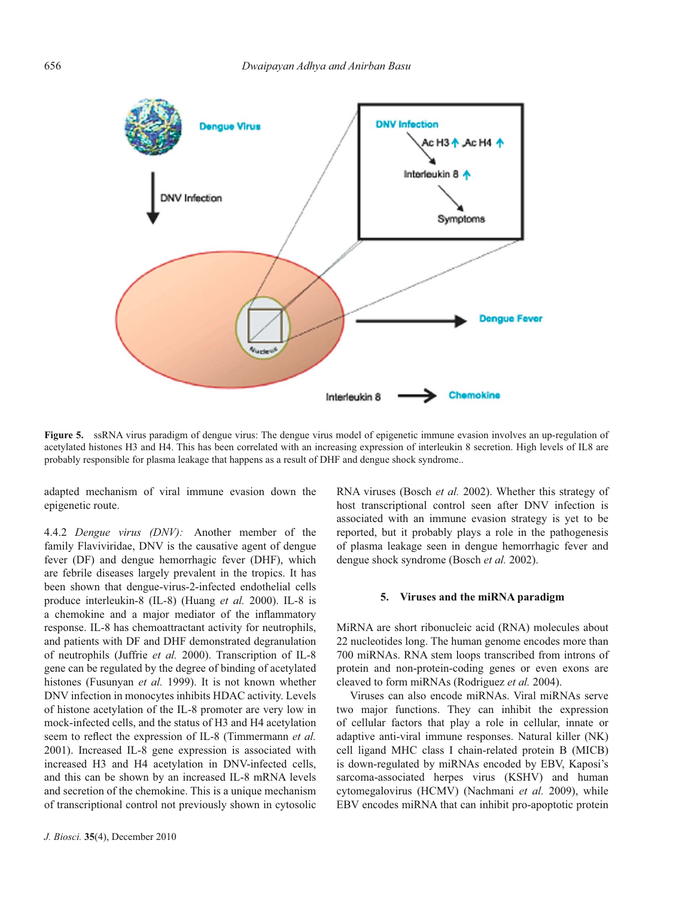**Figure 5.** ssRNA virus paradigm of dengue virus: The dengue virus model of epigenetic immune evasion involves an up-regulation of acetylated histones H3 and H4. This has been correlated with an increasing expression of interleukin 8 secretion. High levels of IL8 are probably responsible for plasma leakage that happens as a result of DHF and dengue shock syndrome..

adapted mechanism of viral immune evasion down the epigenetic route.

4.4.2 *Dengue virus (DNV):* Another member of the family Flaviviridae, DNV is the causative agent of dengue fever (DF) and dengue hemorrhagic fever (DHF), which are febrile diseases largely prevalent in the tropics. It has been shown that dengue-virus-2-infected endothelial cells produce interleukin-8 (IL-8) (Huang *et al.* 2000). IL-8 is a chemokine and a major mediator of the inflammatory response. IL-8 has chemoattractant activity for neutrophils, and patients with DF and DHF demonstrated degranulation of neutrophils (Juffrie *et al.* 2000). Transcription of IL-8 gene can be regulated by the degree of binding of acetylated histones (Fusunyan *et al.* 1999). It is not known whether DNV infection in monocytes inhibits HDAC activity. Levels of histone acetylation of the IL-8 promoter are very low in mock-infected cells, and the status of H3 and H4 acetylation seem to reflect the expression of IL-8 (Timmermann *et al.* 2001). Increased IL-8 gene expression is associated with increased H3 and H4 acetylation in DNV-infected cells, and this can be shown by an increased IL-8 mRNA levels and secretion of the chemokine. This is a unique mechanism of transcriptional control not previously shown in cytosolic RNA viruses (Bosch *et al.* 2002). Whether this strategy of host transcriptional control seen after DNV infection is associated with an immune evasion strategy is yet to be reported, but it probably plays a role in the pathogenesis of plasma leakage seen in dengue hemorrhagic fever and dengue shock syndrome (Bosch *et al.* 2002).

## 5. Viruses and the miRNA paradigm

MiRNA are short ribonucleic acid (RNA) molecules about 22 nucleotides long. The human genome encodes more than 700 miRNAs. RNA stem loops transcribed from introns of protein and non-protein-coding genes or even exons are cleaved to form miRNAs (Rodriguez *et al.* 2004).

Viruses can also encode miRNAs. Viral miRNAs serve two major functions. They can inhibit the expression of cellular factors that play a role in cellular, innate or adaptive anti-viral immune responses. Natural killer (NK) cell ligand MHC class I chain-related protein B (MICB) is down-regulated by miRNAs encoded by EBV, Kaposi's sarcoma-associated herpes virus (KSHV) and human cytomegalovirus (HCMV) (Nachmani *et al.* 2009), while EBV encodes miRNA that can inhibit pro-apoptotic protein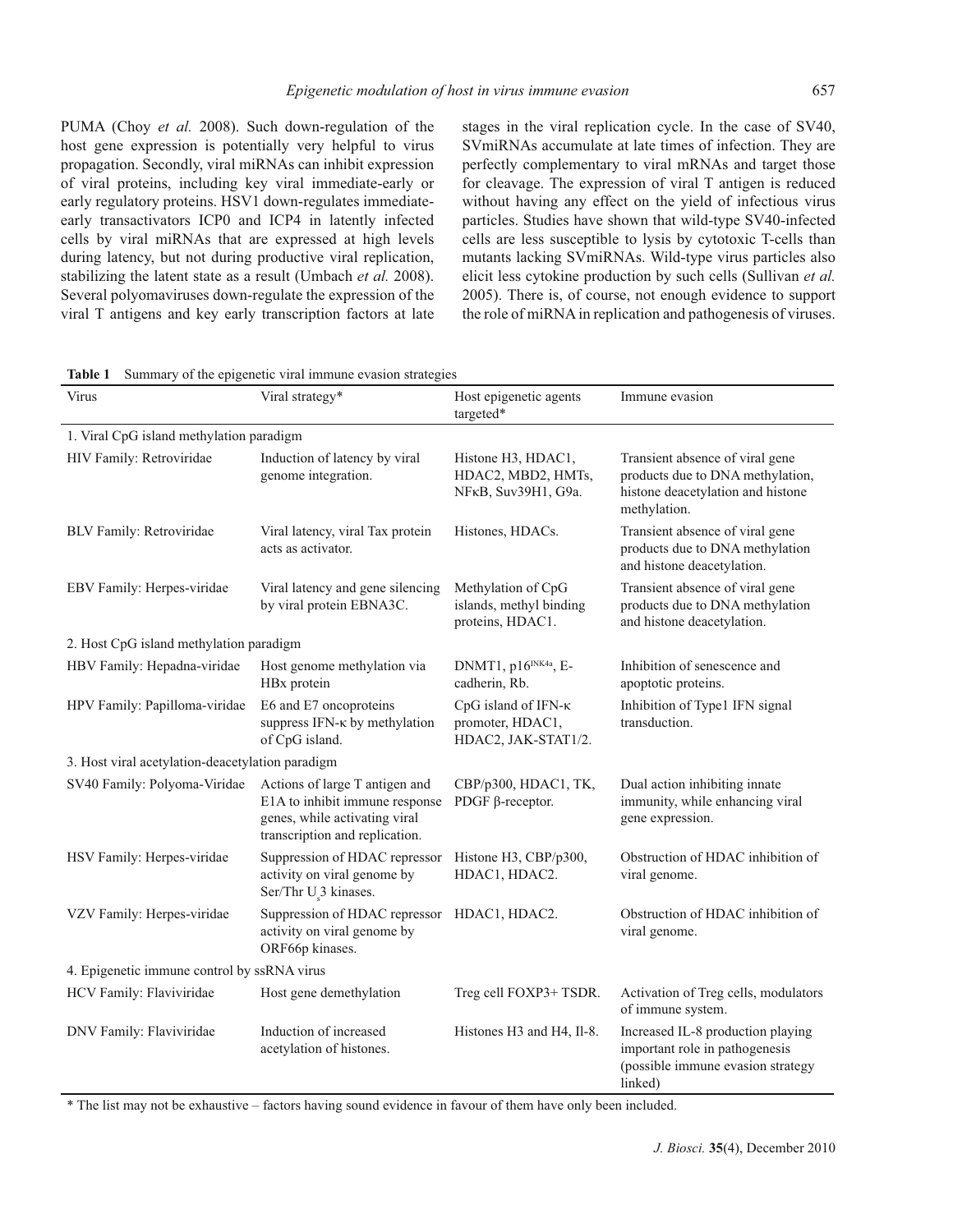PUMA (Choy *et al.* 2008). Such down-regulation of the host gene expression is potentially very helpful to virus propagation. Secondly, viral miRNAs can inhibit expression of viral proteins, including key viral immediate-early or early regulatory proteins. HSV1 down-regulates immediate-early transactivators ICP0 and ICP4 in latently infected cells by viral miRNAs that are expressed at high levels during latency, but not during productive viral replication, stabilizing the latent state as a result (Umbach *et al.* 2008). Several polyomaviruses down-regulate the expression of the viral T antigens and key early transcription factors at late stages in the viral replication cycle. In the case of SV40, SVmiRNAs accumulate at late times of infection. They are perfectly complementary to viral mRNAs and target those for cleavage. The expression of viral T antigen is reduced without having any effect on the yield of infectious virus particles. Studies have shown that wild-type SV40-infected cells are less susceptible to lysis by cytotoxic T-cells than mutants lacking SVmiRNAs. Wild-type virus particles also elicit less cytokine production by such cells (Sullivan *et al.* 2005). There is, of course, not enough evidence to support the role of miRNA in replication and pathogenesis of viruses.

**Table 1** Summary of the epigenetic viral immune evasion strategies

| Virus | Viral strategy* | Host epigenetic agents targeted* | Immune evasion |
|---|---|---|---|
| 1. Viral CpG island methylation paradigm | | | |
| HIV Family: Retroviridae | Induction of latency by viral genome integration. | Histone H3, HDAC1, HDAC2, MBD2, HMTs, NFκB, Suv39H1, G9a. | Transient absence of viral gene products due to DNA methylation, histone deacetylation and histone methylation. |
| BLV Family: Retroviridae | Viral latency, viral Tax protein acts as activator. | Histones, HDACs. | Transient absence of viral gene products due to DNA methylation and histone deacetylation. |
| EBV Family: Herpes-viridae | Viral latency and gene silencing by viral protein EBNA3C. | Methylation of CpG islands, methyl binding proteins, HDAC1. | Transient absence of viral gene products due to DNA methylation and histone deacetylation. |
| 2. Host CpG island methylation paradigm | | | |
| HBV Family: Hepadna-viridae | Host genome methylation via HBx protein | DNMT1, $p16^{INK4a}$, E-cadherin, Rb. | Inhibition of senescence and apoptotic proteins. |
| HPV Family: Papilloma-viridae | E6 and E7 oncoproteins suppress IFN-κ by methylation of CpG island. | CpG island of IFN-κ promoter, HDAC1, HDAC2, JAK-STAT1/2. | Inhibition of Type1 IFN signal transduction. |
| 3. Host viral acetylation-deacetylation paradigm | | | |
| SV40 Family: Polyoma-Viridae | Actions of large T antigen and E1A to inhibit immune response genes, while activating viral transcription and replication. | CBP/p300, HDAC1, TK, PDGF β-receptor. | Dual action inhibiting innate immunity, while enhancing viral gene expression. |
| HSV Family: Herpes-viridae | Suppression of HDAC repressor activity on viral genome by Ser/Thr $U_s3$ kinases. | Histone H3, CBP/p300, HDAC1, HDAC2. | Obstruction of HDAC inhibition of viral genome. |
| VZV Family: Herpes-viridae | Suppression of HDAC repressor activity on viral genome by ORF66p kinases. | HDAC1, HDAC2. | Obstruction of HDAC inhibition of viral genome. |
| 4. Epigenetic immune control by ssRNA virus | | | |
| HCV Family: Flaviviridae | Host gene demethylation | Treg cell FOXP3+ TSDR. | Activation of Treg cells, modulators of immune system. |
| DNV Family: Flaviviridae | Induction of increased acetylation of histones. | Histones H3 and H4, Il-8. | Increased IL-8 production playing important role in pathogenesis (possible immune evasion strategy linked) |

* The list may not be exhaustive – factors having sound evidence in favour of them have only been included.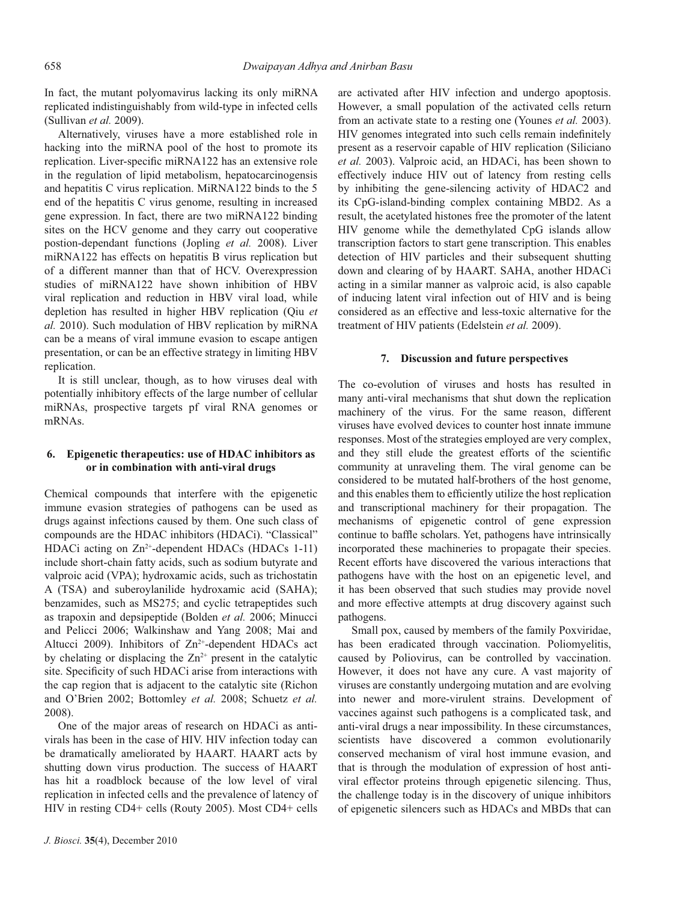In fact, the mutant polyomavirus lacking its only miRNA replicated indistinguishably from wild-type in infected cells (Sullivan *et al.* 2009).

Alternatively, viruses have a more established role in hacking into the miRNA pool of the host to promote its replication. Liver-specific miRNA122 has an extensive role in the regulation of lipid metabolism, hepatocarcinogensis and hepatitis C virus replication. MiRNA122 binds to the 5 end of the hepatitis C virus genome, resulting in increased gene expression. In fact, there are two miRNA122 binding sites on the HCV genome and they carry out cooperative postion-dependant functions (Jopling *et al.* 2008). Liver miRNA122 has effects on hepatitis B virus replication but of a different manner than that of HCV. Overexpression studies of miRNA122 have shown inhibition of HBV viral replication and reduction in HBV viral load, while depletion has resulted in higher HBV replication (Qiu *et al.* 2010). Such modulation of HBV replication by miRNA can be a means of viral immune evasion to escape antigen presentation, or can be an effective strategy in limiting HBV replication.

It is still unclear, though, as to how viruses deal with potentially inhibitory effects of the large number of cellular miRNAs, prospective targets pf viral RNA genomes or mRNAs.

## 6. Epigenetic therapeutics: use of HDAC inhibitors as or in combination with anti-viral drugs

Chemical compounds that interfere with the epigenetic immune evasion strategies of pathogens can be used as drugs against infections caused by them. One such class of compounds are the HDAC inhibitors (HDACi). "Classical" HDACi acting on $Zn^{2+}$-dependent HDACs (HDACs 1-11) include short-chain fatty acids, such as sodium butyrate and valproic acid (VPA); hydroxamic acids, such as trichostatin A (TSA) and suberoylanilide hydroxamic acid (SAHA); benzamides, such as MS275; and cyclic tetrapeptides such as trapoxin and depsipeptide (Bolden *et al.* 2006; Minucci and Pelicci 2006; Walkinshaw and Yang 2008; Mai and Altucci 2009). Inhibitors of $Zn^{2+}$-dependent HDACs act by chelating or displacing the $Zn^{2+}$ present in the catalytic site. Specificity of such HDACi arise from interactions with the cap region that is adjacent to the catalytic site (Richon and O'Brien 2002; Bottomley *et al.* 2008; Schuetz *et al.* 2008).

One of the major areas of research on HDACi as anti-virals has been in the case of HIV. HIV infection today can be dramatically ameliorated by HAART. HAART acts by shutting down virus production. The success of HAART has hit a roadblock because of the low level of viral replication in infected cells and the prevalence of latency of HIV in resting CD4+ cells (Routy 2005). Most CD4+ cells are activated after HIV infection and undergo apoptosis. However, a small population of the activated cells return from an activate state to a resting one (Younes *et al.* 2003). HIV genomes integrated into such cells remain indefinitely present as a reservoir capable of HIV replication (Siliciano *et al.* 2003). Valproic acid, an HDACi, has been shown to effectively induce HIV out of latency from resting cells by inhibiting the gene-silencing activity of HDAC2 and its CpG-island-binding complex containing MBD2. As a result, the acetylated histones free the promoter of the latent HIV genome while the demethylated CpG islands allow transcription factors to start gene transcription. This enables detection of HIV particles and their subsequent shutting down and clearing of by HAART. SAHA, another HDACi acting in a similar manner as valproic acid, is also capable of inducing latent viral infection out of HIV and is being considered as an effective and less-toxic alternative for the treatment of HIV patients (Edelstein *et al.* 2009).

## 7. Discussion and future perspectives

The co-evolution of viruses and hosts has resulted in many anti-viral mechanisms that shut down the replication machinery of the virus. For the same reason, different viruses have evolved devices to counter host innate immune responses. Most of the strategies employed are very complex, and they still elude the greatest efforts of the scientific community at unraveling them. The viral genome can be considered to be mutated half-brothers of the host genome, and this enables them to efficiently utilize the host replication and transcriptional machinery for their propagation. The mechanisms of epigenetic control of gene expression continue to baffle scholars. Yet, pathogens have intrinsically incorporated these machineries to propagate their species. Recent efforts have discovered the various interactions that pathogens have with the host on an epigenetic level, and it has been observed that such studies may provide novel and more effective attempts at drug discovery against such pathogens.

Small pox, caused by members of the family Poxviridae, has been eradicated through vaccination. Poliomyelitis, caused by Poliovirus, can be controlled by vaccination. However, it does not have any cure. A vast majority of viruses are constantly undergoing mutation and are evolving into newer and more-virulent strains. Development of vaccines against such pathogens is a complicated task, and anti-viral drugs a near impossibility. In these circumstances, scientists have discovered a common evolutionarily conserved mechanism of viral host immune evasion, and that is through the modulation of expression of host anti-viral effector proteins through epigenetic silencing. Thus, the challenge today is in the discovery of unique inhibitors of epigenetic silencers such as HDACs and MBDs that can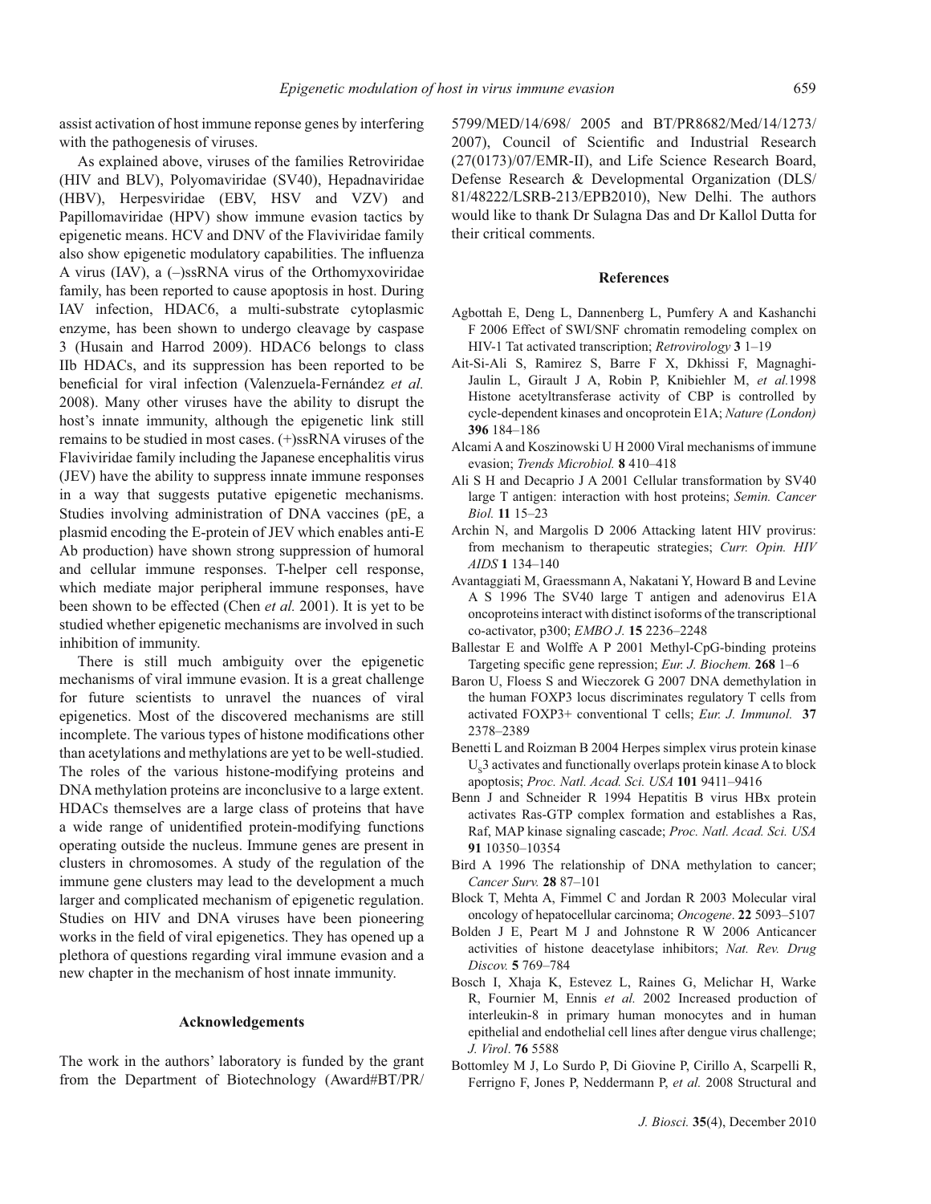assist activation of host immune reponse genes by interfering with the pathogenesis of viruses.

As explained above, viruses of the families Retroviridae (HIV and BLV), Polyomaviridae (SV40), Hepadnaviridae (HBV), Herpesviridae (EBV, HSV and VZV) and Papillomaviridae (HPV) show immune evasion tactics by epigenetic means. HCV and DNV of the Flaviviridae family also show epigenetic modulatory capabilities. The influenza A virus (IAV), a (–)ssRNA virus of the Orthomyxoviridae family, has been reported to cause apoptosis in host. During IAV infection, HDAC6, a multi-substrate cytoplasmic enzyme, has been shown to undergo cleavage by caspase 3 (Husain and Harrod 2009). HDAC6 belongs to class IIb HDACs, and its suppression has been reported to be beneficial for viral infection (Valenzuela-Fernández *et al.* 2008). Many other viruses have the ability to disrupt the host's innate immunity, although the epigenetic link still remains to be studied in most cases. (+)ssRNA viruses of the Flaviviridae family including the Japanese encephalitis virus (JEV) have the ability to suppress innate immune responses in a way that suggests putative epigenetic mechanisms. Studies involving administration of DNA vaccines (pE, a plasmid encoding the E-protein of JEV which enables anti-E Ab production) have shown strong suppression of humoral and cellular immune responses. T-helper cell response, which mediate major peripheral immune responses, have been shown to be effected (Chen *et al.* 2001). It is yet to be studied whether epigenetic mechanisms are involved in such inhibition of immunity.

There is still much ambiguity over the epigenetic mechanisms of viral immune evasion. It is a great challenge for future scientists to unravel the nuances of viral epigenetics. Most of the discovered mechanisms are still incomplete. The various types of histone modifications other than acetylations and methylations are yet to be well-studied. The roles of the various histone-modifying proteins and DNA methylation proteins are inconclusive to a large extent. HDACs themselves are a large class of proteins that have a wide range of unidentified protein-modifying functions operating outside the nucleus. Immune genes are present in clusters in chromosomes. A study of the regulation of the immune gene clusters may lead to the development a much larger and complicated mechanism of epigenetic regulation. Studies on HIV and DNA viruses have been pioneering works in the field of viral epigenetics. They has opened up a plethora of questions regarding viral immune evasion and a new chapter in the mechanism of host innate immunity.

## Acknowledgements

The work in the authors' laboratory is funded by the grant from the Department of Biotechnology (Award#BT/PR/5799/MED/14/698/ 2005 and BT/PR8682/Med/14/1273/2007), Council of Scientific and Industrial Research (27(0173)/07/EMR-II), and Life Science Research Board, Defense Research & Developmental Organization (DLS/81/48222/LSRB-213/EPB2010), New Delhi. The authors would like to thank Dr Sulagna Das and Dr Kallol Dutta for their critical comments.

## References

Agbottah E, Deng L, Dannenberg L, Pumfery A and Kashanchi F 2006 Effect of SWI/SNF chromatin remodeling complex on HIV-1 Tat activated transcription; *Retrovirology* **3** 1–19

Ait-Si-Ali S, Ramirez S, Barre F X, Dkhissi F, Magnaghi-Jaulin L, Girault J A, Robin P, Knibiehler M, *et al.*1998 Histone acetyltransferase activity of CBP is controlled by cycle-dependent kinases and oncoprotein E1A; *Nature (London)* **396** 184–186

Alcami A and Koszinowski U H 2000 Viral mechanisms of immune evasion; *Trends Microbiol.* **8** 410–418

Ali S H and Decaprio J A 2001 Cellular transformation by SV40 large T antigen: interaction with host proteins; *Semin. Cancer Biol.* **11** 15–23

Archin N, and Margolis D 2006 Attacking latent HIV provirus: from mechanism to therapeutic strategies; *Curr. Opin. HIV AIDS* **1** 134–140

Avantaggiati M, Graessmann A, Nakatani Y, Howard B and Levine A S 1996 The SV40 large T antigen and adenovirus E1A oncoproteins interact with distinct isoforms of the transcriptional co-activator, p300; *EMBO J.* **15** 2236–2248

Ballestar E and Wolffe A P 2001 Methyl-CpG-binding proteins Targeting specific gene repression; *Eur. J. Biochem.* **268** 1–6

Baron U, Floess S and Wieczorek G 2007 DNA demethylation in the human FOXP3 locus discriminates regulatory T cells from activated FOXP3+ conventional T cells; *Eur. J. Immunol.* **37** 2378–2389

Benetti L and Roizman B 2004 Herpes simplex virus protein kinase $U_S3$ activates and functionally overlaps protein kinase A to block apoptosis; *Proc. Natl. Acad. Sci. USA* **101** 9411–9416

Benn J and Schneider R 1994 Hepatitis B virus HBx protein activates Ras-GTP complex formation and establishes a Ras, Raf, MAP kinase signaling cascade; *Proc. Natl. Acad. Sci. USA* **91** 10350–10354

Bird A 1996 The relationship of DNA methylation to cancer; *Cancer Surv.* **28** 87–101

Block T, Mehta A, Fimmel C and Jordan R 2003 Molecular viral oncology of hepatocellular carcinoma; *Oncogene*. **22** 5093–5107

Bolden J E, Peart M J and Johnstone R W 2006 Anticancer activities of histone deacetylase inhibitors; *Nat. Rev. Drug Discov.* **5** 769–784

Bosch I, Xhaja K, Estevez L, Raines G, Melichar H, Warke R, Fournier M, Ennis *et al.* 2002 Increased production of interleukin-8 in primary human monocytes and in human epithelial and endothelial cell lines after dengue virus challenge; *J. Virol*. **76** 5588

Bottomley M J, Lo Surdo P, Di Giovine P, Cirillo A, Scarpelli R, Ferrigno F, Jones P, Neddermann P, *et al.* 2008 Structural and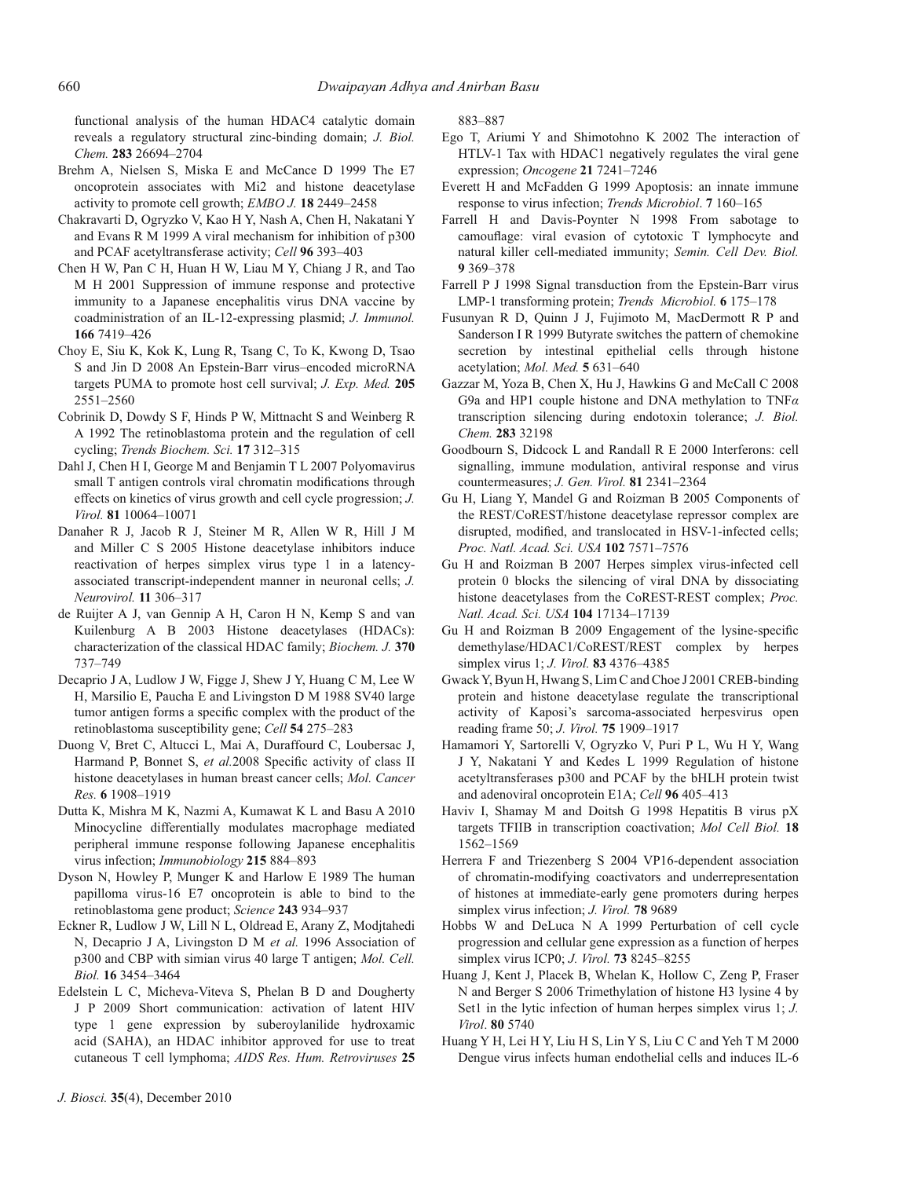functional analysis of the human HDAC4 catalytic domain reveals a regulatory structural zinc-binding domain; *J. Biol. Chem.* **283** 26694–2704

Brehm A, Nielsen S, Miska E and McCance D 1999 The E7 oncoprotein associates with Mi2 and histone deacetylase activity to promote cell growth; *EMBO J.* **18** 2449–2458

Chakravarti D, Ogryzko V, Kao H Y, Nash A, Chen H, Nakatani Y and Evans R M 1999 A viral mechanism for inhibition of p300 and PCAF acetyltransferase activity; *Cell* **96** 393–403

Chen H W, Pan C H, Huan H W, Liau M Y, Chiang J R, and Tao M H 2001 Suppression of immune response and protective immunity to a Japanese encephalitis virus DNA vaccine by coadministration of an IL-12-expressing plasmid; *J. Immunol.* **166** 7419–426

Choy E, Siu K, Kok K, Lung R, Tsang C, To K, Kwong D, Tsao S and Jin D 2008 An Epstein-Barr virus–encoded microRNA targets PUMA to promote host cell survival; *J. Exp. Med.* **205** 2551–2560

Cobrinik D, Dowdy S F, Hinds P W, Mittnacht S and Weinberg R A 1992 The retinoblastoma protein and the regulation of cell cycling; *Trends Biochem. Sci.* **17** 312–315

Dahl J, Chen H I, George M and Benjamin T L 2007 Polyomavirus small T antigen controls viral chromatin modifications through effects on kinetics of virus growth and cell cycle progression; *J. Virol.* **81** 10064–10071

Danaher R J, Jacob R J, Steiner M R, Allen W R, Hill J M and Miller C S 2005 Histone deacetylase inhibitors induce reactivation of herpes simplex virus type 1 in a latency-associated transcript-independent manner in neuronal cells; *J. Neurovirol.* **11** 306–317

de Ruijter A J, van Gennip A H, Caron H N, Kemp S and van Kuilenburg A B 2003 Histone deacetylases (HDACs): characterization of the classical HDAC family; *Biochem. J.* **370** 737–749

Decaprio J A, Ludlow J W, Figge J, Shew J Y, Huang C M, Lee W H, Marsilio E, Paucha E and Livingston D M 1988 SV40 large tumor antigen forms a specific complex with the product of the retinoblastoma susceptibility gene; *Cell* **54** 275–283

Duong V, Bret C, Altucci L, Mai A, Duraffourd C, Loubersac J, Harmand P, Bonnet S, *et al.*2008 Specific activity of class II histone deacetylases in human breast cancer cells; *Mol. Cancer Res.* **6** 1908–1919

Dutta K, Mishra M K, Nazmi A, Kumawat K L and Basu A 2010 Minocycline differentially modulates macrophage mediated peripheral immune response following Japanese encephalitis virus infection; *Immunobiology* **215** 884–893

Dyson N, Howley P, Munger K and Harlow E 1989 The human papilloma virus-16 E7 oncoprotein is able to bind to the retinoblastoma gene product; *Science* **243** 934–937

Eckner R, Ludlow J W, Lill N L, Oldread E, Arany Z, Modjtahedi N, Decaprio J A, Livingston D M *et al.* 1996 Association of p300 and CBP with simian virus 40 large T antigen; *Mol. Cell. Biol.* **16** 3454–3464

Edelstein L C, Micheva-Viteva S, Phelan B D and Dougherty J P 2009 Short communication: activation of latent HIV type 1 gene expression by suberoylanilide hydroxamic acid (SAHA), an HDAC inhibitor approved for use to treat cutaneous T cell lymphoma; *AIDS Res. Hum. Retroviruses* **25** 883–887

Ego T, Ariumi Y and Shimotohno K 2002 The interaction of HTLV-1 Tax with HDAC1 negatively regulates the viral gene expression; *Oncogene* **21** 7241–7246

Everett H and McFadden G 1999 Apoptosis: an innate immune response to virus infection; *Trends Microbiol*. **7** 160–165

Farrell H and Davis-Poynter N 1998 From sabotage to camouflage: viral evasion of cytotoxic T lymphocyte and natural killer cell-mediated immunity; *Semin. Cell Dev. Biol.* **9** 369–378

Farrell P J 1998 Signal transduction from the Epstein-Barr virus LMP-1 transforming protein; *Trends Microbiol.* **6** 175–178

Fusunyan R D, Quinn J J, Fujimoto M, MacDermott R P and Sanderson I R 1999 Butyrate switches the pattern of chemokine secretion by intestinal epithelial cells through histone acetylation; *Mol. Med.* **5** 631–640

Gazzar M, Yoza B, Chen X, Hu J, Hawkins G and McCall C 2008 G9a and HP1 couple histone and DNA methylation to TNF$\alpha$ transcription silencing during endotoxin tolerance; *J. Biol. Chem.* **283** 32198

Goodbourn S, Didcock L and Randall R E 2000 Interferons: cell signalling, immune modulation, antiviral response and virus countermeasures; *J. Gen. Virol.* **81** 2341–2364

Gu H, Liang Y, Mandel G and Roizman B 2005 Components of the REST/CoREST/histone deacetylase repressor complex are disrupted, modified, and translocated in HSV-1-infected cells; *Proc. Natl. Acad. Sci. USA* **102** 7571–7576

Gu H and Roizman B 2007 Herpes simplex virus-infected cell protein 0 blocks the silencing of viral DNA by dissociating histone deacetylases from the CoREST-REST complex; *Proc. Natl. Acad. Sci. USA* **104** 17134–17139

Gu H and Roizman B 2009 Engagement of the lysine-specific demethylase/HDAC1/CoREST/REST complex by herpes simplex virus 1; *J. Virol.* **83** 4376–4385

Gwack Y, Byun H, Hwang S, Lim C and Choe J 2001 CREB-binding protein and histone deacetylase regulate the transcriptional activity of Kaposi's sarcoma-associated herpesvirus open reading frame 50; *J. Virol.* **75** 1909–1917

Hamamori Y, Sartorelli V, Ogryzko V, Puri P L, Wu H Y, Wang J Y, Nakatani Y and Kedes L 1999 Regulation of histone acetyltransferases p300 and PCAF by the bHLH protein twist and adenoviral oncoprotein E1A; *Cell* **96** 405–413

Haviv I, Shamay M and Doitsh G 1998 Hepatitis B virus pX targets TFIIB in transcription coactivation; *Mol Cell Biol.* **18** 1562–1569

Herrera F and Triezenberg S 2004 VP16-dependent association of chromatin-modifying coactivators and underrepresentation of histones at immediate-early gene promoters during herpes simplex virus infection; *J. Virol.* **78** 9689

Hobbs W and DeLuca N A 1999 Perturbation of cell cycle progression and cellular gene expression as a function of herpes simplex virus ICP0; *J. Virol.* **73** 8245–8255

Huang J, Kent J, Placek B, Whelan K, Hollow C, Zeng P, Fraser N and Berger S 2006 Trimethylation of histone H3 lysine 4 by Set1 in the lytic infection of human herpes simplex virus 1; *J. Virol*. **80** 5740

Huang Y H, Lei H Y, Liu H S, Lin Y S, Liu C C and Yeh T M 2000 Dengue virus infects human endothelial cells and induces IL-6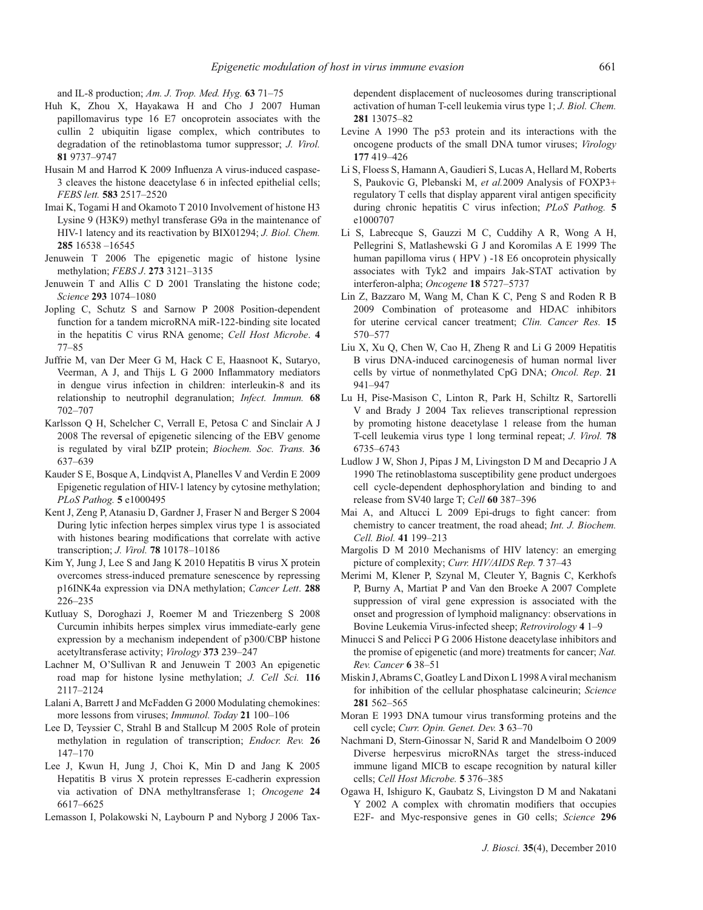and IL-8 production; *Am. J. Trop. Med. Hyg.* **63** 71–75

Huh K, Zhou X, Hayakawa H and Cho J 2007 Human papillomavirus type 16 E7 oncoprotein associates with the cullin 2 ubiquitin ligase complex, which contributes to degradation of the retinoblastoma tumor suppressor; *J. Virol.* **81** 9737–9747

Husain M and Harrod K 2009 Influenza A virus-induced caspase-3 cleaves the histone deacetylase 6 in infected epithelial cells; *FEBS lett.* **583** 2517–2520

Imai K, Togami H and Okamoto T 2010 Involvement of histone H3 Lysine 9 (H3K9) methyl transferase G9a in the maintenance of HIV-1 latency and its reactivation by BIX01294; *J. Biol. Chem.* **285** 16538 –16545

Jenuwein T 2006 The epigenetic magic of histone lysine methylation; *FEBS J*. **273** 3121–3135

Jenuwein T and Allis C D 2001 Translating the histone code; *Science* **293** 1074–1080

Jopling C, Schutz S and Sarnow P 2008 Position-dependent function for a tandem microRNA miR-122-binding site located in the hepatitis C virus RNA genome; *Cell Host Microbe*. **4** 77–85

Juffrie M, van Der Meer G M, Hack C E, Haasnoot K, Sutaryo, Veerman, A J, and Thijs L G 2000 Inflammatory mediators in dengue virus infection in children: interleukin-8 and its relationship to neutrophil degranulation; *Infect. Immun.* **68** 702–707

Karlsson Q H, Schelcher C, Verrall E, Petosa C and Sinclair A J 2008 The reversal of epigenetic silencing of the EBV genome is regulated by viral bZIP protein; *Biochem. Soc. Trans.* **36** 637–639

Kauder S E, Bosque A, Lindqvist A, Planelles V and Verdin E 2009 Epigenetic regulation of HIV-1 latency by cytosine methylation; *PLoS Pathog.* **5** e1000495

Kent J, Zeng P, Atanasiu D, Gardner J, Fraser N and Berger S 2004 During lytic infection herpes simplex virus type 1 is associated with histones bearing modifications that correlate with active transcription; *J. Virol.* **78** 10178–10186

Kim Y, Jung J, Lee S and Jang K 2010 Hepatitis B virus X protein overcomes stress-induced premature senescence by repressing p16INK4a expression via DNA methylation; *Cancer Lett*. **288** 226–235

Kutluay S, Doroghazi J, Roemer M and Triezenberg S 2008 Curcumin inhibits herpes simplex virus immediate-early gene expression by a mechanism independent of p300/CBP histone acetyltransferase activity; *Virology* **373** 239–247

Lachner M, O'Sullivan R and Jenuwein T 2003 An epigenetic road map for histone lysine methylation; *J. Cell Sci.* **116** 2117–2124

Lalani A, Barrett J and McFadden G 2000 Modulating chemokines: more lessons from viruses; *Immunol. Today* **21** 100–106

Lee D, Teyssier C, Strahl B and Stallcup M 2005 Role of protein methylation in regulation of transcription; *Endocr. Rev.* **26** 147–170

Lee J, Kwun H, Jung J, Choi K, Min D and Jang K 2005 Hepatitis B virus X protein represses E-cadherin expression via activation of DNA methyltransferase 1; *Oncogene* **24** 6617–6625

Lemasson I, Polakowski N, Laybourn P and Nyborg J 2006 Tax-dependent displacement of nucleosomes during transcriptional activation of human T-cell leukemia virus type 1; *J. Biol. Chem.* **281** 13075–82

Levine A 1990 The p53 protein and its interactions with the oncogene products of the small DNA tumor viruses; *Virology* **177** 419–426

Li S, Floess S, Hamann A, Gaudieri S, Lucas A, Hellard M, Roberts S, Paukovic G, Plebanski M, *et al.*2009 Analysis of FOXP3+ regulatory T cells that display apparent viral antigen specificity during chronic hepatitis C virus infection; *PLoS Pathog.* **5** e1000707

Li S, Labrecque S, Gauzzi M C, Cuddihy A R, Wong A H, Pellegrini S, Matlashewski G J and Koromilas A E 1999 The human papilloma virus ( HPV ) -18 E6 oncoprotein physically associates with Tyk2 and impairs Jak-STAT activation by interferon-alpha; *Oncogene* **18** 5727–5737

Lin Z, Bazzaro M, Wang M, Chan K C, Peng S and Roden R B 2009 Combination of proteasome and HDAC inhibitors for uterine cervical cancer treatment; *Clin. Cancer Res.* **15** 570–577

Liu X, Xu Q, Chen W, Cao H, Zheng R and Li G 2009 Hepatitis B virus DNA-induced carcinogenesis of human normal liver cells by virtue of nonmethylated CpG DNA; *Oncol. Rep*. **21** 941–947

Lu H, Pise-Masison C, Linton R, Park H, Schiltz R, Sartorelli V and Brady J 2004 Tax relieves transcriptional repression by promoting histone deacetylase 1 release from the human T-cell leukemia virus type 1 long terminal repeat; *J. Virol.* **78** 6735–6743

Ludlow J W, Shon J, Pipas J M, Livingston D M and Decaprio J A 1990 The retinoblastoma susceptibility gene product undergoes cell cycle-dependent dephosphorylation and binding to and release from SV40 large T; *Cell* **60** 387–396

Mai A, and Altucci L 2009 Epi-drugs to fight cancer: from chemistry to cancer treatment, the road ahead; *Int. J. Biochem. Cell. Biol.* **41** 199–213

Margolis D M 2010 Mechanisms of HIV latency: an emerging picture of complexity; *Curr. HIV/AIDS Rep.* **7** 37–43

Merimi M, Klener P, Szynal M, Cleuter Y, Bagnis C, Kerkhofs P, Burny A, Martiat P and Van den Broeke A 2007 Complete suppression of viral gene expression is associated with the onset and progression of lymphoid malignancy: observations in Bovine Leukemia Virus-infected sheep; *Retrovirology* **4** 1–9

Minucci S and Pelicci P G 2006 Histone deacetylase inhibitors and the promise of epigenetic (and more) treatments for cancer; *Nat. Rev. Cancer* **6** 38–51

Miskin J, Abrams C, Goatley L and Dixon L 1998 A viral mechanism for inhibition of the cellular phosphatase calcineurin; *Science* **281** 562–565

Moran E 1993 DNA tumour virus transforming proteins and the cell cycle; *Curr. Opin. Genet. Dev.* **3** 63–70

Nachmani D, Stern-Ginossar N, Sarid R and Mandelboim O 2009 Diverse herpesvirus microRNAs target the stress-induced immune ligand MICB to escape recognition by natural killer cells; *Cell Host Microbe.* **5** 376–385

Ogawa H, Ishiguro K, Gaubatz S, Livingston D M and Nakatani Y 2002 A complex with chromatin modifiers that occupies E2F- and Myc-responsive genes in G0 cells; *Science* **296**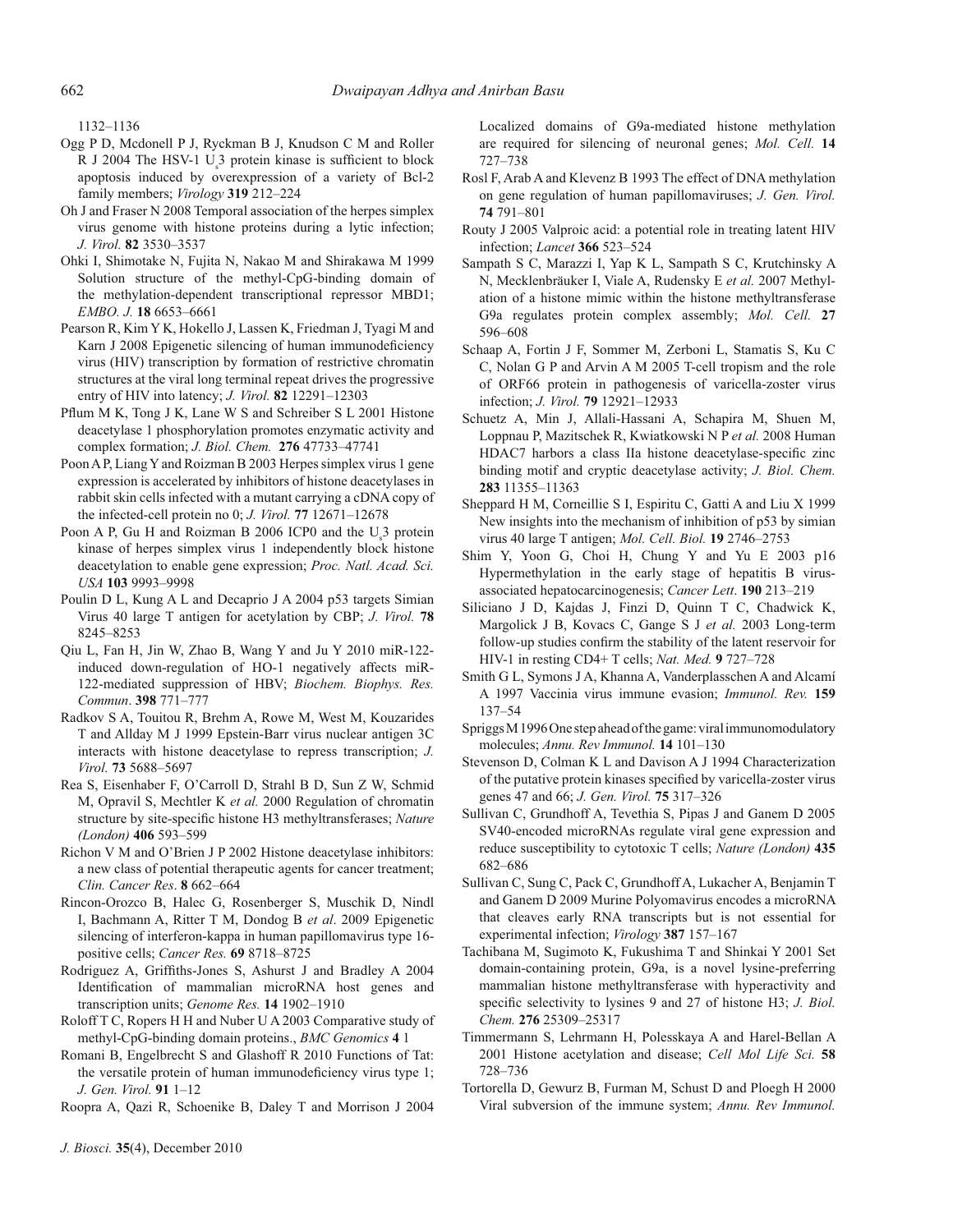1132–1136

Ogg P D, Mcdonell P J, Ryckman B J, Knudson C M and Roller R J 2004 The HSV-1 $U_s3$ protein kinase is sufficient to block apoptosis induced by overexpression of a variety of Bcl-2 family members; *Virology* **319** 212–224

Oh J and Fraser N 2008 Temporal association of the herpes simplex virus genome with histone proteins during a lytic infection; *J. Virol.* **82** 3530–3537

Ohki I, Shimotake N, Fujita N, Nakao M and Shirakawa M 1999 Solution structure of the methyl-CpG-binding domain of the methylation-dependent transcriptional repressor MBD1; *EMBO. J.* **18** 6653–6661

Pearson R, Kim Y K, Hokello J, Lassen K, Friedman J, Tyagi M and Karn J 2008 Epigenetic silencing of human immunodeficiency virus (HIV) transcription by formation of restrictive chromatin structures at the viral long terminal repeat drives the progressive entry of HIV into latency; *J. Virol.* **82** 12291–12303

Pflum M K, Tong J K, Lane W S and Schreiber S L 2001 Histone deacetylase 1 phosphorylation promotes enzymatic activity and complex formation; *J. Biol. Chem.* **276** 47733–47741

Poon A P, Liang Y and Roizman B 2003 Herpes simplex virus 1 gene expression is accelerated by inhibitors of histone deacetylases in rabbit skin cells infected with a mutant carrying a cDNA copy of the infected-cell protein no 0; *J. Virol.* **77** 12671–12678

Poon A P, Gu H and Roizman B 2006 ICP0 and the $U_s3$ protein kinase of herpes simplex virus 1 independently block histone deacetylation to enable gene expression; *Proc. Natl. Acad. Sci. USA* **103** 9993–9998

Poulin D L, Kung A L and Decaprio J A 2004 p53 targets Simian Virus 40 large T antigen for acetylation by CBP; *J. Virol.* **78** 8245–8253

Qiu L, Fan H, Jin W, Zhao B, Wang Y and Ju Y 2010 miR-122-induced down-regulation of HO-1 negatively affects miR-122-mediated suppression of HBV; *Biochem. Biophys. Res. Commun*. **398** 771–777

Radkov S A, Touitou R, Brehm A, Rowe M, West M, Kouzarides T and Allday M J 1999 Epstein-Barr virus nuclear antigen 3C interacts with histone deacetylase to repress transcription; *J. Virol.* **73** 5688–5697

Rea S, Eisenhaber F, O'Carroll D, Strahl B D, Sun Z W, Schmid M, Opravil S, Mechtler K *et al.* 2000 Regulation of chromatin structure by site-specific histone H3 methyltransferases; *Nature (London)* **406** 593–599

Richon V M and O'Brien J P 2002 Histone deacetylase inhibitors: a new class of potential therapeutic agents for cancer treatment; *Clin. Cancer Res*. **8** 662–664

Rincon-Orozco B, Halec G, Rosenberger S, Muschik D, Nindl I, Bachmann A, Ritter T M, Dondog B *et al*. 2009 Epigenetic silencing of interferon-kappa in human papillomavirus type 16-positive cells; *Cancer Res.* **69** 8718–8725

Rodriguez A, Griffiths-Jones S, Ashurst J and Bradley A 2004 Identification of mammalian microRNA host genes and transcription units; *Genome Res.* **14** 1902–1910

Roloff T C, Ropers H H and Nuber U A 2003 Comparative study of methyl-CpG-binding domain proteins., *BMC Genomics* **4** 1

Romani B, Engelbrecht S and Glashoff R 2010 Functions of Tat: the versatile protein of human immunodeficiency virus type 1; *J. Gen. Virol.* **91** 1–12

Roopra A, Qazi R, Schoenike B, Daley T and Morrison J 2004 Localized domains of G9a-mediated histone methylation are required for silencing of neuronal genes; *Mol. Cell.* **14** 727–738

Rosl F, Arab A and Klevenz B 1993 The effect of DNA methylation on gene regulation of human papillomaviruses; *J. Gen. Virol.* **74** 791–801

Routy J 2005 Valproic acid: a potential role in treating latent HIV infection; *Lancet* **366** 523–524

Sampath S C, Marazzi I, Yap K L, Sampath S C, Krutchinsky A N, Mecklenbräuker I, Viale A, Rudensky E *et al.* 2007 Methylation of a histone mimic within the histone methyltransferase G9a regulates protein complex assembly; *Mol. Cell.* **27** 596–608

Schaap A, Fortin J F, Sommer M, Zerboni L, Stamatis S, Ku C C, Nolan G P and Arvin A M 2005 T-cell tropism and the role of ORF66 protein in pathogenesis of varicella-zoster virus infection; *J. Virol.* **79** 12921–12933

Schuetz A, Min J, Allali-Hassani A, Schapira M, Shuen M, Loppnau P, Mazitschek R, Kwiatkowski N P *et al.* 2008 Human HDAC7 harbors a class IIa histone deacetylase-specific zinc binding motif and cryptic deacetylase activity; *J. Biol. Chem.* **283** 11355–11363

Sheppard H M, Corneillie S I, Espiritu C, Gatti A and Liu X 1999 New insights into the mechanism of inhibition of p53 by simian virus 40 large T antigen; *Mol. Cell. Biol.* **19** 2746–2753

Shim Y, Yoon G, Choi H, Chung Y and Yu E 2003 p16 Hypermethylation in the early stage of hepatitis B virus-associated hepatocarcinogenesis; *Cancer Lett*. **190** 213–219

Siliciano J D, Kajdas J, Finzi D, Quinn T C, Chadwick K, Margolick J B, Kovacs C, Gange S J *et al.* 2003 Long-term follow-up studies confirm the stability of the latent reservoir for HIV-1 in resting CD4+ T cells; *Nat. Med.* **9** 727–728

Smith G L, Symons J A, Khanna A, Vanderplasschen A and Alcamí A 1997 Vaccinia virus immune evasion; *Immunol. Rev.* **159** 137–54

Spriggs M 1996 One step ahead of the game: viral immunomodulatory molecules; *Annu. Rev Immunol.* **14** 101–130

Stevenson D, Colman K L and Davison A J 1994 Characterization of the putative protein kinases specified by varicella-zoster virus genes 47 and 66; *J. Gen. Virol.* **75** 317–326

Sullivan C, Grundhoff A, Tevethia S, Pipas J and Ganem D 2005 SV40-encoded microRNAs regulate viral gene expression and reduce susceptibility to cytotoxic T cells; *Nature (London)* **435** 682–686

Sullivan C, Sung C, Pack C, Grundhoff A, Lukacher A, Benjamin T and Ganem D 2009 Murine Polyomavirus encodes a microRNA that cleaves early RNA transcripts but is not essential for experimental infection; *Virology* **387** 157–167

Tachibana M, Sugimoto K, Fukushima T and Shinkai Y 2001 Set domain-containing protein, G9a, is a novel lysine-preferring mammalian histone methyltransferase with hyperactivity and specific selectivity to lysines 9 and 27 of histone H3; *J. Biol. Chem.* **276** 25309–25317

Timmermann S, Lehrmann H, Polesskaya A and Harel-Bellan A 2001 Histone acetylation and disease; *Cell Mol Life Sci.* **58** 728–736

Tortorella D, Gewurz B, Furman M, Schust D and Ploegh H 2000 Viral subversion of the immune system; *Annu. Rev Immunol.*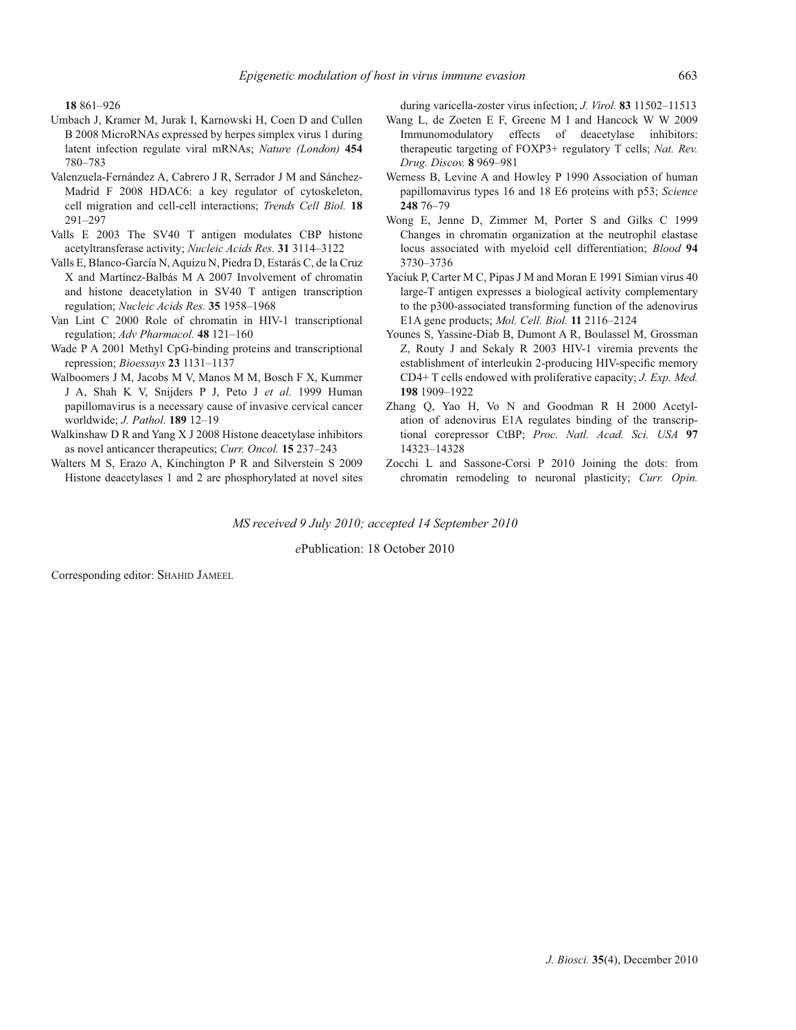**18** 861–926

Umbach J, Kramer M, Jurak I, Karnowski H, Coen D and Cullen B 2008 MicroRNAs expressed by herpes simplex virus 1 during latent infection regulate viral mRNAs; *Nature (London)* **454** 780–783

Valenzuela-Fernández A, Cabrero J R, Serrador J M and Sánchez-Madrid F 2008 HDAC6: a key regulator of cytoskeleton, cell migration and cell-cell interactions; *Trends Cell Biol.* **18** 291–297

Valls E 2003 The SV40 T antigen modulates CBP histone acetyltransferase activity; *Nucleic Acids Res.* **31** 3114–3122

Valls E, Blanco-García N, Aquizu N, Piedra D, Estarás C, de la Cruz X and Martínez-Balbás M A 2007 Involvement of chromatin and histone deacetylation in SV40 T antigen transcription regulation; *Nucleic Acids Res.* **35** 1958–1968

Van Lint C 2000 Role of chromatin in HIV-1 transcriptional regulation; *Adv Pharmacol.* **48** 121–160

Wade P A 2001 Methyl CpG-binding proteins and transcriptional repression; *Bioessays* **23** 1131–1137

Walboomers J M, Jacobs M V, Manos M M, Bosch F X, Kummer J A, Shah K V, Snijders P J, Peto J *et al.* 1999 Human papillomavirus is a necessary cause of invasive cervical cancer worldwide; *J. Pathol.* **189** 12–19

Walkinshaw D R and Yang X J 2008 Histone deacetylase inhibitors as novel anticancer therapeutics; *Curr. Oncol.* **15** 237–243

Walters M S, Erazo A, Kinchington P R and Silverstein S 2009 Histone deacetylases 1 and 2 are phosphorylated at novel sites during varicella-zoster virus infection; *J. Virol.* **83** 11502–11513

Wang L, de Zoeten E F, Greene M I and Hancock W W 2009 Immunomodulatory effects of deacetylase inhibitors: therapeutic targeting of FOXP3+ regulatory T cells; *Nat. Rev. Drug. Discov.* **8** 969–981

Werness B, Levine A and Howley P 1990 Association of human papillomavirus types 16 and 18 E6 proteins with p53; *Science* **248** 76–79

Wong E, Jenne D, Zimmer M, Porter S and Gilks C 1999 Changes in chromatin organization at the neutrophil elastase locus associated with myeloid cell differentiation; *Blood* **94** 3730–3736

Yaciuk P, Carter M C, Pipas J M and Moran E 1991 Simian virus 40 large-T antigen expresses a biological activity complementary to the p300-associated transforming function of the adenovirus E1A gene products; *Mol. Cell. Biol.* **11** 2116–2124

Younes S, Yassine-Diab B, Dumont A R, Boulassel M, Grossman Z, Routy J and Sekaly R 2003 HIV-1 viremia prevents the establishment of interleukin 2-producing HIV-specific memory CD4+ T cells endowed with proliferative capacity; *J. Exp. Med.* **198** 1909–1922

Zhang Q, Yao H, Vo N and Goodman R H 2000 Acetylation of adenovirus E1A regulates binding of the transcriptional corepressor CtBP; *Proc. Natl. Acad. Sci. USA* **97** 14323–14328

Zocchi L and Sassone-Corsi P 2010 Joining the dots: from chromatin remodeling to neuronal plasticity; *Curr. Opin.*

*MS received 9 July 2010; accepted 14 September 2010*

*e*Publication: 18 October 2010

Corresponding editor: Shahid Jameel